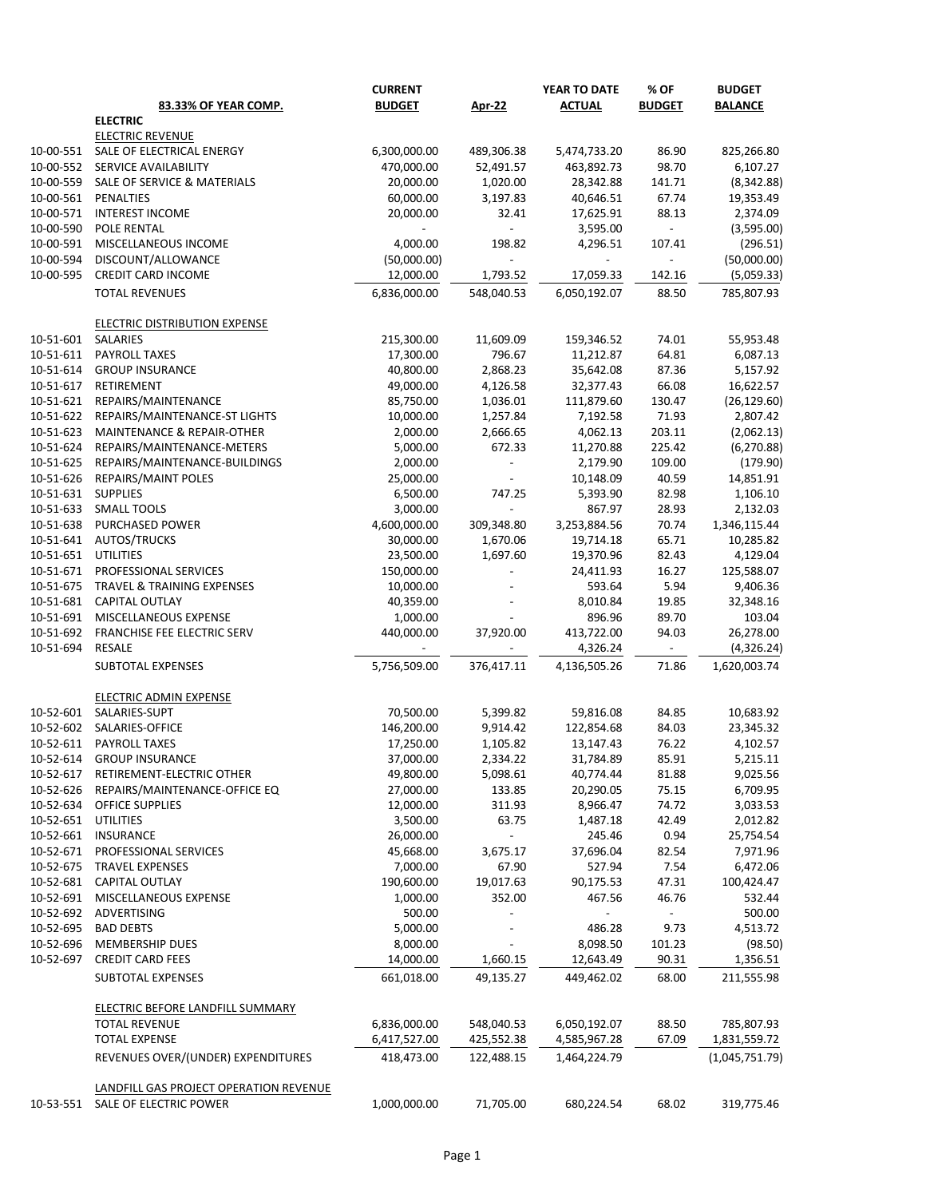| | 83.33% OF YEAR COMP. | CURRENT BUDGET | Apr-22 | YEAR TO DATE ACTUAL | % OF BUDGET | BUDGET BALANCE |
|---|---|---|---|---|---|---|
| | **ELECTRIC** | | | | | |
| | ELECTRIC REVENUE | | | | | |
| 10-00-551 | SALE OF ELECTRICAL ENERGY | 6,300,000.00 | 489,306.38 | 5,474,733.20 | 86.90 | 825,266.80 |
| 10-00-552 | SERVICE AVAILABILITY | 470,000.00 | 52,491.57 | 463,892.73 | 98.70 | 6,107.27 |
| 10-00-559 | SALE OF SERVICE & MATERIALS | 20,000.00 | 1,020.00 | 28,342.88 | 141.71 | (8,342.88) |
| 10-00-561 | PENALTIES | 60,000.00 | 3,197.83 | 40,646.51 | 67.74 | 19,353.49 |
| 10-00-571 | INTEREST INCOME | 20,000.00 | 32.41 | 17,625.91 | 88.13 | 2,374.09 |
| 10-00-590 | POLE RENTAL | - | - | 3,595.00 | - | (3,595.00) |
| 10-00-591 | MISCELLANEOUS INCOME | 4,000.00 | 198.82 | 4,296.51 | 107.41 | (296.51) |
| 10-00-594 | DISCOUNT/ALLOWANCE | (50,000.00) | - | - | - | (50,000.00) |
| 10-00-595 | CREDIT CARD INCOME | 12,000.00 | 1,793.52 | 17,059.33 | 142.16 | (5,059.33) |
| | TOTAL REVENUES | 6,836,000.00 | 548,040.53 | 6,050,192.07 | 88.50 | 785,807.93 |
| | ELECTRIC DISTRIBUTION EXPENSE | | | | | |
| 10-51-601 | SALARIES | 215,300.00 | 11,609.09 | 159,346.52 | 74.01 | 55,953.48 |
| 10-51-611 | PAYROLL TAXES | 17,300.00 | 796.67 | 11,212.87 | 64.81 | 6,087.13 |
| 10-51-614 | GROUP INSURANCE | 40,800.00 | 2,868.23 | 35,642.08 | 87.36 | 5,157.92 |
| 10-51-617 | RETIREMENT | 49,000.00 | 4,126.58 | 32,377.43 | 66.08 | 16,622.57 |
| 10-51-621 | REPAIRS/MAINTENANCE | 85,750.00 | 1,036.01 | 111,879.60 | 130.47 | (26,129.60) |
| 10-51-622 | REPAIRS/MAINTENANCE-ST LIGHTS | 10,000.00 | 1,257.84 | 7,192.58 | 71.93 | 2,807.42 |
| 10-51-623 | MAINTENANCE & REPAIR-OTHER | 2,000.00 | 2,666.65 | 4,062.13 | 203.11 | (2,062.13) |
| 10-51-624 | REPAIRS/MAINTENANCE-METERS | 5,000.00 | 672.33 | 11,270.88 | 225.42 | (6,270.88) |
| 10-51-625 | REPAIRS/MAINTENANCE-BUILDINGS | 2,000.00 | - | 2,179.90 | 109.00 | (179.90) |
| 10-51-626 | REPAIRS/MAINT POLES | 25,000.00 | - | 10,148.09 | 40.59 | 14,851.91 |
| 10-51-631 | SUPPLIES | 6,500.00 | 747.25 | 5,393.90 | 82.98 | 1,106.10 |
| 10-51-633 | SMALL TOOLS | 3,000.00 | - | 867.97 | 28.93 | 2,132.03 |
| 10-51-638 | PURCHASED POWER | 4,600,000.00 | 309,348.80 | 3,253,884.56 | 70.74 | 1,346,115.44 |
| 10-51-641 | AUTOS/TRUCKS | 30,000.00 | 1,670.06 | 19,714.18 | 65.71 | 10,285.82 |
| 10-51-651 | UTILITIES | 23,500.00 | 1,697.60 | 19,370.96 | 82.43 | 4,129.04 |
| 10-51-671 | PROFESSIONAL SERVICES | 150,000.00 | - | 24,411.93 | 16.27 | 125,588.07 |
| 10-51-675 | TRAVEL & TRAINING EXPENSES | 10,000.00 | - | 593.64 | 5.94 | 9,406.36 |
| 10-51-681 | CAPITAL OUTLAY | 40,359.00 | - | 8,010.84 | 19.85 | 32,348.16 |
| 10-51-691 | MISCELLANEOUS EXPENSE | 1,000.00 | - | 896.96 | 89.70 | 103.04 |
| 10-51-692 | FRANCHISE FEE ELECTRIC SERV | 440,000.00 | 37,920.00 | 413,722.00 | 94.03 | 26,278.00 |
| 10-51-694 | RESALE | - | - | 4,326.24 | - | (4,326.24) |
| | SUBTOTAL EXPENSES | 5,756,509.00 | 376,417.11 | 4,136,505.26 | 71.86 | 1,620,003.74 |
| | ELECTRIC ADMIN EXPENSE | | | | | |
| 10-52-601 | SALARIES-SUPT | 70,500.00 | 5,399.82 | 59,816.08 | 84.85 | 10,683.92 |
| 10-52-602 | SALARIES-OFFICE | 146,200.00 | 9,914.42 | 122,854.68 | 84.03 | 23,345.32 |
| 10-52-611 | PAYROLL TAXES | 17,250.00 | 1,105.82 | 13,147.43 | 76.22 | 4,102.57 |
| 10-52-614 | GROUP INSURANCE | 37,000.00 | 2,334.22 | 31,784.89 | 85.91 | 5,215.11 |
| 10-52-617 | RETIREMENT-ELECTRIC OTHER | 49,800.00 | 5,098.61 | 40,774.44 | 81.88 | 9,025.56 |
| 10-52-626 | REPAIRS/MAINTENANCE-OFFICE EQ | 27,000.00 | 133.85 | 20,290.05 | 75.15 | 6,709.95 |
| 10-52-634 | OFFICE SUPPLIES | 12,000.00 | 311.93 | 8,966.47 | 74.72 | 3,033.53 |
| 10-52-651 | UTILITIES | 3,500.00 | 63.75 | 1,487.18 | 42.49 | 2,012.82 |
| 10-52-661 | INSURANCE | 26,000.00 | - | 245.46 | 0.94 | 25,754.54 |
| 10-52-671 | PROFESSIONAL SERVICES | 45,668.00 | 3,675.17 | 37,696.04 | 82.54 | 7,971.96 |
| 10-52-675 | TRAVEL EXPENSES | 7,000.00 | 67.90 | 527.94 | 7.54 | 6,472.06 |
| 10-52-681 | CAPITAL OUTLAY | 190,600.00 | 19,017.63 | 90,175.53 | 47.31 | 100,424.47 |
| 10-52-691 | MISCELLANEOUS EXPENSE | 1,000.00 | 352.00 | 467.56 | 46.76 | 532.44 |
| 10-52-692 | ADVERTISING | 500.00 | - | - | - | 500.00 |
| 10-52-695 | BAD DEBTS | 5,000.00 | - | 486.28 | 9.73 | 4,513.72 |
| 10-52-696 | MEMBERSHIP DUES | 8,000.00 | - | 8,098.50 | 101.23 | (98.50) |
| 10-52-697 | CREDIT CARD FEES | 14,000.00 | 1,660.15 | 12,643.49 | 90.31 | 1,356.51 |
| | SUBTOTAL EXPENSES | 661,018.00 | 49,135.27 | 449,462.02 | 68.00 | 211,555.98 |
| | ELECTRIC BEFORE LANDFILL SUMMARY | | | | | |
| | TOTAL REVENUE | 6,836,000.00 | 548,040.53 | 6,050,192.07 | 88.50 | 785,807.93 |
| | TOTAL EXPENSE | 6,417,527.00 | 425,552.38 | 4,585,967.28 | 67.09 | 1,831,559.72 |
| | REVENUES OVER/(UNDER) EXPENDITURES | 418,473.00 | 122,488.15 | 1,464,224.79 | | (1,045,751.79) |
| | LANDFILL GAS PROJECT OPERATION REVENUE | | | | | |
| 10-53-551 | SALE OF ELECTRIC POWER | 1,000,000.00 | 71,705.00 | 680,224.54 | 68.02 | 319,775.46 |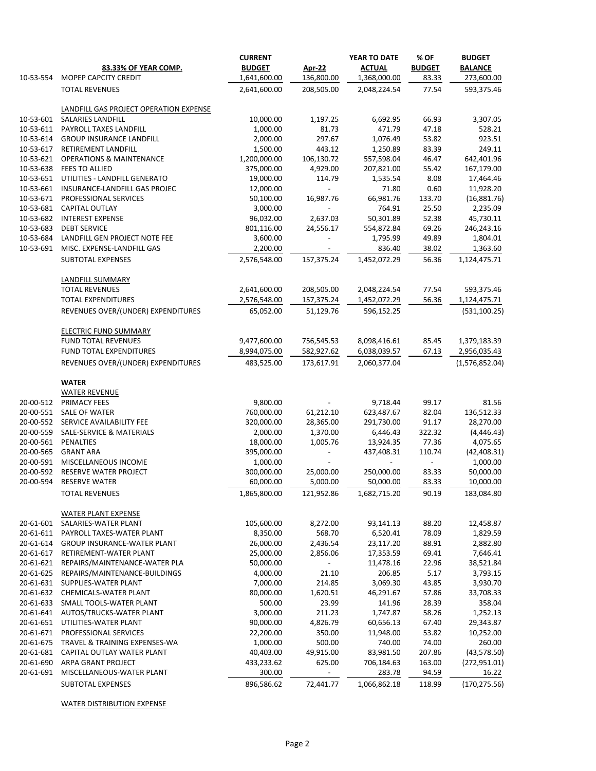| | 83.33% OF YEAR COMP. | CURRENT BUDGET | Apr-22 | YEAR TO DATE ACTUAL | % OF BUDGET | BUDGET BALANCE |
|---|---|---|---|---|---|---|
| 10-53-554 | MOPEP CAPCITY CREDIT | 1,641,600.00 | 136,800.00 | 1,368,000.00 | 83.33 | 273,600.00 |
| | TOTAL REVENUES | 2,641,600.00 | 208,505.00 | 2,048,224.54 | 77.54 | 593,375.46 |
| | LANDFILL GAS PROJECT OPERATION EXPENSE | | | | | |
| 10-53-601 | SALARIES LANDFILL | 10,000.00 | 1,197.25 | 6,692.95 | 66.93 | 3,307.05 |
| 10-53-611 | PAYROLL TAXES LANDFILL | 1,000.00 | 81.73 | 471.79 | 47.18 | 528.21 |
| 10-53-614 | GROUP INSURANCE LANDFILL | 2,000.00 | 297.67 | 1,076.49 | 53.82 | 923.51 |
| 10-53-617 | RETIREMENT LANDFILL | 1,500.00 | 443.12 | 1,250.89 | 83.39 | 249.11 |
| 10-53-621 | OPERATIONS & MAINTENANCE | 1,200,000.00 | 106,130.72 | 557,598.04 | 46.47 | 642,401.96 |
| 10-53-638 | FEES TO ALLIED | 375,000.00 | 4,929.00 | 207,821.00 | 55.42 | 167,179.00 |
| 10-53-651 | UTILITIES - LANDFILL GENERATO | 19,000.00 | 114.79 | 1,535.54 | 8.08 | 17,464.46 |
| 10-53-661 | INSURANCE-LANDFILL GAS PROJEC | 12,000.00 | - | 71.80 | 0.60 | 11,928.20 |
| 10-53-671 | PROFESSIONAL SERVICES | 50,100.00 | 16,987.76 | 66,981.76 | 133.70 | (16,881.76) |
| 10-53-681 | CAPITAL OUTLAY | 3,000.00 | - | 764.91 | 25.50 | 2,235.09 |
| 10-53-682 | INTEREST EXPENSE | 96,032.00 | 2,637.03 | 50,301.89 | 52.38 | 45,730.11 |
| 10-53-683 | DEBT SERVICE | 801,116.00 | 24,556.17 | 554,872.84 | 69.26 | 246,243.16 |
| 10-53-684 | LANDFILL GEN PROJECT NOTE FEE | 3,600.00 | - | 1,795.99 | 49.89 | 1,804.01 |
| 10-53-691 | MISC. EXPENSE-LANDFILL GAS | 2,200.00 | - | 836.40 | 38.02 | 1,363.60 |
| | SUBTOTAL EXPENSES | 2,576,548.00 | 157,375.24 | 1,452,072.29 | 56.36 | 1,124,475.71 |
| | LANDFILL SUMMARY | | | | | |
| | TOTAL REVENUES | 2,641,600.00 | 208,505.00 | 2,048,224.54 | 77.54 | 593,375.46 |
| | TOTAL EXPENDITURES | 2,576,548.00 | 157,375.24 | 1,452,072.29 | 56.36 | 1,124,475.71 |
| | REVENUES OVER/(UNDER) EXPENDITURES | 65,052.00 | 51,129.76 | 596,152.25 | | (531,100.25) |
| | ELECTRIC FUND SUMMARY | | | | | |
| | FUND TOTAL REVENUES | 9,477,600.00 | 756,545.53 | 8,098,416.61 | 85.45 | 1,379,183.39 |
| | FUND TOTAL EXPENDITURES | 8,994,075.00 | 582,927.62 | 6,038,039.57 | 67.13 | 2,956,035.43 |
| | REVENUES OVER/(UNDER) EXPENDITURES | 483,525.00 | 173,617.91 | 2,060,377.04 | | (1,576,852.04) |
| | **WATER** | | | | | |
| | WATER REVENUE | | | | | |
| 20-00-512 | PRIMACY FEES | 9,800.00 | - | 9,718.44 | 99.17 | 81.56 |
| 20-00-551 | SALE OF WATER | 760,000.00 | 61,212.10 | 623,487.67 | 82.04 | 136,512.33 |
| 20-00-552 | SERVICE AVAILABILITY FEE | 320,000.00 | 28,365.00 | 291,730.00 | 91.17 | 28,270.00 |
| 20-00-559 | SALE-SERVICE & MATERIALS | 2,000.00 | 1,370.00 | 6,446.43 | 322.32 | (4,446.43) |
| 20-00-561 | PENALTIES | 18,000.00 | 1,005.76 | 13,924.35 | 77.36 | 4,075.65 |
| 20-00-565 | GRANT ARA | 395,000.00 | - | 437,408.31 | 110.74 | (42,408.31) |
| 20-00-591 | MISCELLANEOUS INCOME | 1,000.00 | - | - | - | 1,000.00 |
| 20-00-592 | RESERVE WATER PROJECT | 300,000.00 | 25,000.00 | 250,000.00 | 83.33 | 50,000.00 |
| 20-00-594 | RESERVE WATER | 60,000.00 | 5,000.00 | 50,000.00 | 83.33 | 10,000.00 |
| | TOTAL REVENUES | 1,865,800.00 | 121,952.86 | 1,682,715.20 | 90.19 | 183,084.80 |
| | WATER PLANT EXPENSE | | | | | |
| 20-61-601 | SALARIES-WATER PLANT | 105,600.00 | 8,272.00 | 93,141.13 | 88.20 | 12,458.87 |
| 20-61-611 | PAYROLL TAXES-WATER PLANT | 8,350.00 | 568.70 | 6,520.41 | 78.09 | 1,829.59 |
| 20-61-614 | GROUP INSURANCE-WATER PLANT | 26,000.00 | 2,436.54 | 23,117.20 | 88.91 | 2,882.80 |
| 20-61-617 | RETIREMENT-WATER PLANT | 25,000.00 | 2,856.06 | 17,353.59 | 69.41 | 7,646.41 |
| 20-61-621 | REPAIRS/MAINTENANCE-WATER PLA | 50,000.00 | - | 11,478.16 | 22.96 | 38,521.84 |
| 20-61-625 | REPAIRS/MAINTENANCE-BUILDINGS | 4,000.00 | 21.10 | 206.85 | 5.17 | 3,793.15 |
| 20-61-631 | SUPPLIES-WATER PLANT | 7,000.00 | 214.85 | 3,069.30 | 43.85 | 3,930.70 |
| 20-61-632 | CHEMICALS-WATER PLANT | 80,000.00 | 1,620.51 | 46,291.67 | 57.86 | 33,708.33 |
| 20-61-633 | SMALL TOOLS-WATER PLANT | 500.00 | 23.99 | 141.96 | 28.39 | 358.04 |
| 20-61-641 | AUTOS/TRUCKS-WATER PLANT | 3,000.00 | 211.23 | 1,747.87 | 58.26 | 1,252.13 |
| 20-61-651 | UTILITIES-WATER PLANT | 90,000.00 | 4,826.79 | 60,656.13 | 67.40 | 29,343.87 |
| 20-61-671 | PROFESSIONAL SERVICES | 22,200.00 | 350.00 | 11,948.00 | 53.82 | 10,252.00 |
| 20-61-675 | TRAVEL & TRAINING EXPENSES-WA | 1,000.00 | 500.00 | 740.00 | 74.00 | 260.00 |
| 20-61-681 | CAPITAL OUTLAY WATER PLANT | 40,403.00 | 49,915.00 | 83,981.50 | 207.86 | (43,578.50) |
| 20-61-690 | ARPA GRANT PROJECT | 433,233.62 | 625.00 | 706,184.63 | 163.00 | (272,951.01) |
| 20-61-691 | MISCELLANEOUS-WATER PLANT | 300.00 | - | 283.78 | 94.59 | 16.22 |
| | SUBTOTAL EXPENSES | 896,586.62 | 72,441.77 | 1,066,862.18 | 118.99 | (170,275.56) |
| | WATER DISTRIBUTION EXPENSE | | | | | |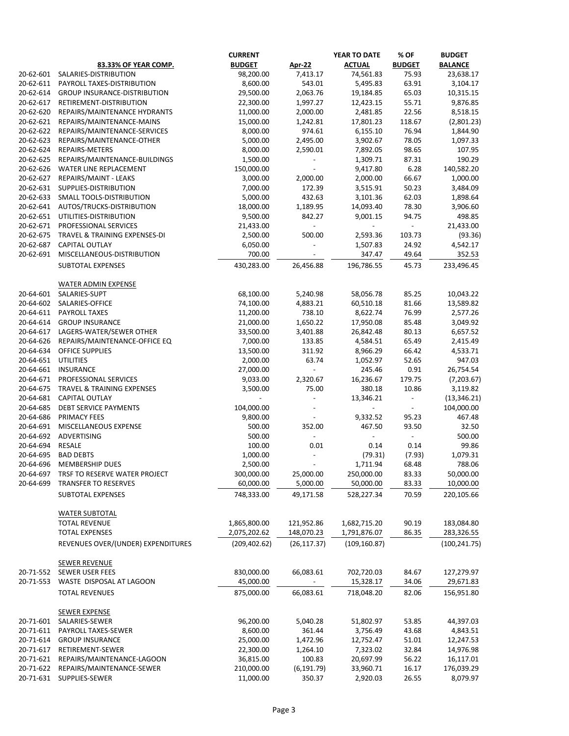| | 83.33% OF YEAR COMP. | CURRENT BUDGET | Apr-22 | YEAR TO DATE ACTUAL | % OF BUDGET | BUDGET BALANCE |
|---|---|---|---|---|---|---|
| 20-62-601 | SALARIES-DISTRIBUTION | 98,200.00 | 7,413.17 | 74,561.83 | 75.93 | 23,638.17 |
| 20-62-611 | PAYROLL TAXES-DISTRIBUTION | 8,600.00 | 543.01 | 5,495.83 | 63.91 | 3,104.17 |
| 20-62-614 | GROUP INSURANCE-DISTRIBUTION | 29,500.00 | 2,063.76 | 19,184.85 | 65.03 | 10,315.15 |
| 20-62-617 | RETIREMENT-DISTRIBUTION | 22,300.00 | 1,997.27 | 12,423.15 | 55.71 | 9,876.85 |
| 20-62-620 | REPAIRS/MAINTENANCE HYDRANTS | 11,000.00 | 2,000.00 | 2,481.85 | 22.56 | 8,518.15 |
| 20-62-621 | REPAIRS/MAINTENANCE-MAINS | 15,000.00 | 1,242.81 | 17,801.23 | 118.67 | (2,801.23) |
| 20-62-622 | REPAIRS/MAINTENANCE-SERVICES | 8,000.00 | 974.61 | 6,155.10 | 76.94 | 1,844.90 |
| 20-62-623 | REPAIRS/MAINTENANCE-OTHER | 5,000.00 | 2,495.00 | 3,902.67 | 78.05 | 1,097.33 |
| 20-62-624 | REPAIRS-METERS | 8,000.00 | 2,590.01 | 7,892.05 | 98.65 | 107.95 |
| 20-62-625 | REPAIRS/MAINTENANCE-BUILDINGS | 1,500.00 | - | 1,309.71 | 87.31 | 190.29 |
| 20-62-626 | WATER LINE REPLACEMENT | 150,000.00 | - | 9,417.80 | 6.28 | 140,582.20 |
| 20-62-627 | REPAIRS/MAINT - LEAKS | 3,000.00 | 2,000.00 | 2,000.00 | 66.67 | 1,000.00 |
| 20-62-631 | SUPPLIES-DISTRIBUTION | 7,000.00 | 172.39 | 3,515.91 | 50.23 | 3,484.09 |
| 20-62-633 | SMALL TOOLS-DISTRIBUTION | 5,000.00 | 432.63 | 3,101.36 | 62.03 | 1,898.64 |
| 20-62-641 | AUTOS/TRUCKS-DISTRIBUTION | 18,000.00 | 1,189.95 | 14,093.40 | 78.30 | 3,906.60 |
| 20-62-651 | UTILITIES-DISTRIBUTION | 9,500.00 | 842.27 | 9,001.15 | 94.75 | 498.85 |
| 20-62-671 | PROFESSIONAL SERVICES | 21,433.00 | - | - | - | 21,433.00 |
| 20-62-675 | TRAVEL & TRAINING EXPENSES-DI | 2,500.00 | 500.00 | 2,593.36 | 103.73 | (93.36) |
| 20-62-687 | CAPITAL OUTLAY | 6,050.00 | - | 1,507.83 | 24.92 | 4,542.17 |
| 20-62-691 | MISCELLANEOUS-DISTRIBUTION | 700.00 | - | 347.47 | 49.64 | 352.53 |
| | SUBTOTAL EXPENSES | 430,283.00 | 26,456.88 | 196,786.55 | 45.73 | 233,496.45 |
| | WATER ADMIN EXPENSE | | | | | |
| 20-64-601 | SALARIES-SUPT | 68,100.00 | 5,240.98 | 58,056.78 | 85.25 | 10,043.22 |
| 20-64-602 | SALARIES-OFFICE | 74,100.00 | 4,883.21 | 60,510.18 | 81.66 | 13,589.82 |
| 20-64-611 | PAYROLL TAXES | 11,200.00 | 738.10 | 8,622.74 | 76.99 | 2,577.26 |
| 20-64-614 | GROUP INSURANCE | 21,000.00 | 1,650.22 | 17,950.08 | 85.48 | 3,049.92 |
| 20-64-617 | LAGERS-WATER/SEWER OTHER | 33,500.00 | 3,401.88 | 26,842.48 | 80.13 | 6,657.52 |
| 20-64-626 | REPAIRS/MAINTENANCE-OFFICE EQ | 7,000.00 | 133.85 | 4,584.51 | 65.49 | 2,415.49 |
| 20-64-634 | OFFICE SUPPLIES | 13,500.00 | 311.92 | 8,966.29 | 66.42 | 4,533.71 |
| 20-64-651 | UTILITIES | 2,000.00 | 63.74 | 1,052.97 | 52.65 | 947.03 |
| 20-64-661 | INSURANCE | 27,000.00 | - | 245.46 | 0.91 | 26,754.54 |
| 20-64-671 | PROFESSIONAL SERVICES | 9,033.00 | 2,320.67 | 16,236.67 | 179.75 | (7,203.67) |
| 20-64-675 | TRAVEL & TRAINING EXPENSES | 3,500.00 | 75.00 | 380.18 | 10.86 | 3,119.82 |
| 20-64-681 | CAPITAL OUTLAY | - | - | 13,346.21 | - | (13,346.21) |
| 20-64-685 | DEBT SERVICE PAYMENTS | 104,000.00 | - | - | - | 104,000.00 |
| 20-64-686 | PRIMACY FEES | 9,800.00 | - | 9,332.52 | 95.23 | 467.48 |
| 20-64-691 | MISCELLANEOUS EXPENSE | 500.00 | 352.00 | 467.50 | 93.50 | 32.50 |
| 20-64-692 | ADVERTISING | 500.00 | - | - | - | 500.00 |
| 20-64-694 | RESALE | 100.00 | 0.01 | 0.14 | 0.14 | 99.86 |
| 20-64-695 | BAD DEBTS | 1,000.00 | - | (79.31) | (7.93) | 1,079.31 |
| 20-64-696 | MEMBERSHIP DUES | 2,500.00 | - | 1,711.94 | 68.48 | 788.06 |
| 20-64-697 | TRSF TO RESERVE WATER PROJECT | 300,000.00 | 25,000.00 | 250,000.00 | 83.33 | 50,000.00 |
| 20-64-699 | TRANSFER TO RESERVES | 60,000.00 | 5,000.00 | 50,000.00 | 83.33 | 10,000.00 |
| | SUBTOTAL EXPENSES | 748,333.00 | 49,171.58 | 528,227.34 | 70.59 | 220,105.66 |
| | WATER SUBTOTAL | | | | | |
| | TOTAL REVENUE | 1,865,800.00 | 121,952.86 | 1,682,715.20 | 90.19 | 183,084.80 |
| | TOTAL EXPENSES | 2,075,202.62 | 148,070.23 | 1,791,876.07 | 86.35 | 283,326.55 |
| | REVENUES OVER/(UNDER) EXPENDITURES | (209,402.62) | (26,117.37) | (109,160.87) | | (100,241.75) |
| | SEWER REVENUE | | | | | |
| 20-71-552 | SEWER USER FEES | 830,000.00 | 66,083.61 | 702,720.03 | 84.67 | 127,279.97 |
| 20-71-553 | WASTE DISPOSAL AT LAGOON | 45,000.00 | - | 15,328.17 | 34.06 | 29,671.83 |
| | TOTAL REVENUES | 875,000.00 | 66,083.61 | 718,048.20 | 82.06 | 156,951.80 |
| | SEWER EXPENSE | | | | | |
| 20-71-601 | SALARIES-SEWER | 96,200.00 | 5,040.28 | 51,802.97 | 53.85 | 44,397.03 |
| 20-71-611 | PAYROLL TAXES-SEWER | 8,600.00 | 361.44 | 3,756.49 | 43.68 | 4,843.51 |
| 20-71-614 | GROUP INSURANCE | 25,000.00 | 1,472.96 | 12,752.47 | 51.01 | 12,247.53 |
| 20-71-617 | RETIREMENT-SEWER | 22,300.00 | 1,264.10 | 7,323.02 | 32.84 | 14,976.98 |
| 20-71-621 | REPAIRS/MAINTENANCE-LAGOON | 36,815.00 | 100.83 | 20,697.99 | 56.22 | 16,117.01 |
| 20-71-622 | REPAIRS/MAINTENANCE-SEWER | 210,000.00 | (6,191.79) | 33,960.71 | 16.17 | 176,039.29 |
| 20-71-631 | SUPPLIES-SEWER | 11,000.00 | 350.37 | 2,920.03 | 26.55 | 8,079.97 |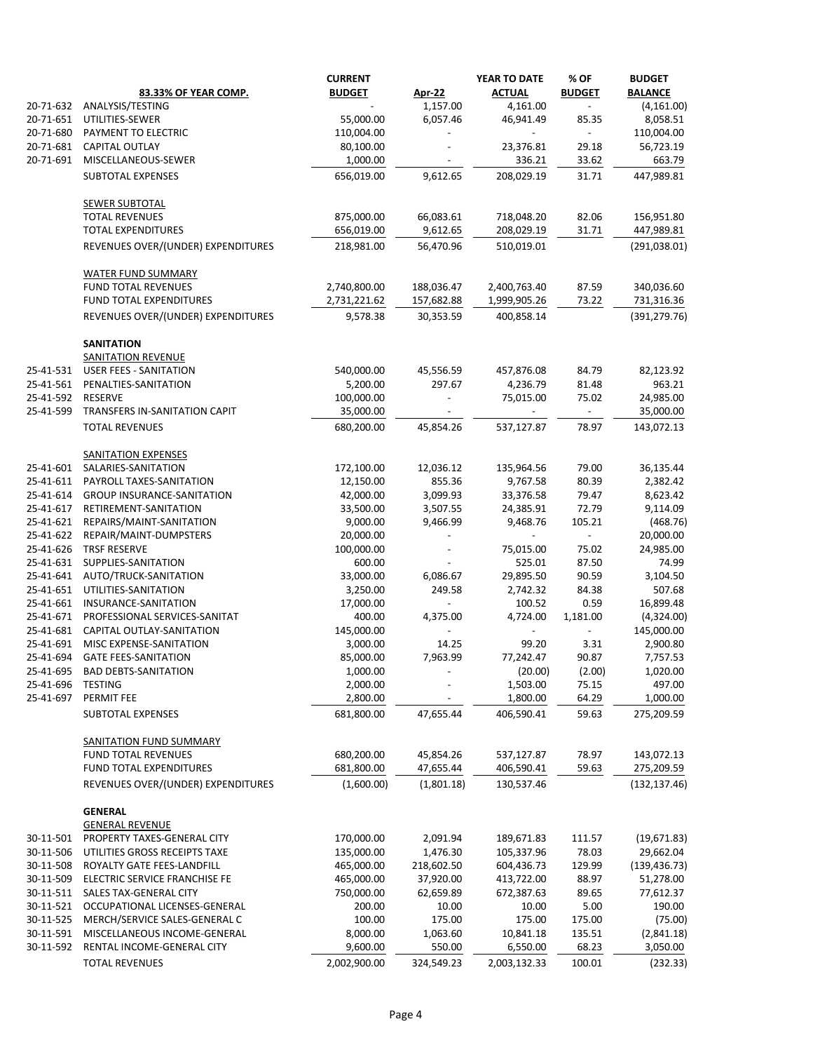| | 83.33% OF YEAR COMP. | CURRENT BUDGET | Apr-22 | YEAR TO DATE ACTUAL | % OF BUDGET | BUDGET BALANCE |
|---|---|---|---|---|---|---|
| 20-71-632 | ANALYSIS/TESTING | - | 1,157.00 | 4,161.00 | - | (4,161.00) |
| 20-71-651 | UTILITIES-SEWER | 55,000.00 | 6,057.46 | 46,941.49 | 85.35 | 8,058.51 |
| 20-71-680 | PAYMENT TO ELECTRIC | 110,004.00 | - | - | - | 110,004.00 |
| 20-71-681 | CAPITAL OUTLAY | 80,100.00 | - | 23,376.81 | 29.18 | 56,723.19 |
| 20-71-691 | MISCELLANEOUS-SEWER | 1,000.00 | - | 336.21 | 33.62 | 663.79 |
| | SUBTOTAL EXPENSES | 656,019.00 | 9,612.65 | 208,029.19 | 31.71 | 447,989.81 |
| | | | | | | |
| | SEWER SUBTOTAL | | | | | |
| | TOTAL REVENUES | 875,000.00 | 66,083.61 | 718,048.20 | 82.06 | 156,951.80 |
| | TOTAL EXPENDITURES | 656,019.00 | 9,612.65 | 208,029.19 | 31.71 | 447,989.81 |
| | REVENUES OVER/(UNDER) EXPENDITURES | 218,981.00 | 56,470.96 | 510,019.01 | | (291,038.01) |
| | | | | | | |
| | WATER FUND SUMMARY | | | | | |
| | FUND TOTAL REVENUES | 2,740,800.00 | 188,036.47 | 2,400,763.40 | 87.59 | 340,036.60 |
| | FUND TOTAL EXPENDITURES | 2,731,221.62 | 157,682.88 | 1,999,905.26 | 73.22 | 731,316.36 |
| | REVENUES OVER/(UNDER) EXPENDITURES | 9,578.38 | 30,353.59 | 400,858.14 | | (391,279.76) |
| | | | | | | |
| | **SANITATION** | | | | | |
| | SANITATION REVENUE | | | | | |
| 25-41-531 | USER FEES - SANITATION | 540,000.00 | 45,556.59 | 457,876.08 | 84.79 | 82,123.92 |
| 25-41-561 | PENALTIES-SANITATION | 5,200.00 | 297.67 | 4,236.79 | 81.48 | 963.21 |
| 25-41-592 | RESERVE | 100,000.00 | - | 75,015.00 | 75.02 | 24,985.00 |
| 25-41-599 | TRANSFERS IN-SANITATION CAPIT | 35,000.00 | - | - | - | 35,000.00 |
| | TOTAL REVENUES | 680,200.00 | 45,854.26 | 537,127.87 | 78.97 | 143,072.13 |
| | | | | | | |
| | SANITATION EXPENSES | | | | | |
| 25-41-601 | SALARIES-SANITATION | 172,100.00 | 12,036.12 | 135,964.56 | 79.00 | 36,135.44 |
| 25-41-611 | PAYROLL TAXES-SANITATION | 12,150.00 | 855.36 | 9,767.58 | 80.39 | 2,382.42 |
| 25-41-614 | GROUP INSURANCE-SANITATION | 42,000.00 | 3,099.93 | 33,376.58 | 79.47 | 8,623.42 |
| 25-41-617 | RETIREMENT-SANITATION | 33,500.00 | 3,507.55 | 24,385.91 | 72.79 | 9,114.09 |
| 25-41-621 | REPAIRS/MAINT-SANITATION | 9,000.00 | 9,466.99 | 9,468.76 | 105.21 | (468.76) |
| 25-41-622 | REPAIR/MAINT-DUMPSTERS | 20,000.00 | - | - | - | 20,000.00 |
| 25-41-626 | TRSF RESERVE | 100,000.00 | - | 75,015.00 | 75.02 | 24,985.00 |
| 25-41-631 | SUPPLIES-SANITATION | 600.00 | - | 525.01 | 87.50 | 74.99 |
| 25-41-641 | AUTO/TRUCK-SANITATION | 33,000.00 | 6,086.67 | 29,895.50 | 90.59 | 3,104.50 |
| 25-41-651 | UTILITIES-SANITATION | 3,250.00 | 249.58 | 2,742.32 | 84.38 | 507.68 |
| 25-41-661 | INSURANCE-SANITATION | 17,000.00 | - | 100.52 | 0.59 | 16,899.48 |
| 25-41-671 | PROFESSIONAL SERVICES-SANITAT | 400.00 | 4,375.00 | 4,724.00 | 1,181.00 | (4,324.00) |
| 25-41-681 | CAPITAL OUTLAY-SANITATION | 145,000.00 | - | - | - | 145,000.00 |
| 25-41-691 | MISC EXPENSE-SANITATION | 3,000.00 | 14.25 | 99.20 | 3.31 | 2,900.80 |
| 25-41-694 | GATE FEES-SANITATION | 85,000.00 | 7,963.99 | 77,242.47 | 90.87 | 7,757.53 |
| 25-41-695 | BAD DEBTS-SANITATION | 1,000.00 | - | (20.00) | (2.00) | 1,020.00 |
| 25-41-696 | TESTING | 2,000.00 | - | 1,503.00 | 75.15 | 497.00 |
| 25-41-697 | PERMIT FEE | 2,800.00 | - | 1,800.00 | 64.29 | 1,000.00 |
| | SUBTOTAL EXPENSES | 681,800.00 | 47,655.44 | 406,590.41 | 59.63 | 275,209.59 |
| | | | | | | |
| | SANITATION FUND SUMMARY | | | | | |
| | FUND TOTAL REVENUES | 680,200.00 | 45,854.26 | 537,127.87 | 78.97 | 143,072.13 |
| | FUND TOTAL EXPENDITURES | 681,800.00 | 47,655.44 | 406,590.41 | 59.63 | 275,209.59 |
| | REVENUES OVER/(UNDER) EXPENDITURES | (1,600.00) | (1,801.18) | 130,537.46 | | (132,137.46) |
| | | | | | | |
| | **GENERAL** | | | | | |
| | GENERAL REVENUE | | | | | |
| 30-11-501 | PROPERTY TAXES-GENERAL CITY | 170,000.00 | 2,091.94 | 189,671.83 | 111.57 | (19,671.83) |
| 30-11-506 | UTILITIES GROSS RECEIPTS TAXE | 135,000.00 | 1,476.30 | 105,337.96 | 78.03 | 29,662.04 |
| 30-11-508 | ROYALTY GATE FEES-LANDFILL | 465,000.00 | 218,602.50 | 604,436.73 | 129.99 | (139,436.73) |
| 30-11-509 | ELECTRIC SERVICE FRANCHISE FE | 465,000.00 | 37,920.00 | 413,722.00 | 88.97 | 51,278.00 |
| 30-11-511 | SALES TAX-GENERAL CITY | 750,000.00 | 62,659.89 | 672,387.63 | 89.65 | 77,612.37 |
| 30-11-521 | OCCUPATIONAL LICENSES-GENERAL | 200.00 | 10.00 | 10.00 | 5.00 | 190.00 |
| 30-11-525 | MERCH/SERVICE SALES-GENERAL C | 100.00 | 175.00 | 175.00 | 175.00 | (75.00) |
| 30-11-591 | MISCELLANEOUS INCOME-GENERAL | 8,000.00 | 1,063.60 | 10,841.18 | 135.51 | (2,841.18) |
| 30-11-592 | RENTAL INCOME-GENERAL CITY | 9,600.00 | 550.00 | 6,550.00 | 68.23 | 3,050.00 |
| | TOTAL REVENUES | 2,002,900.00 | 324,549.23 | 2,003,132.33 | 100.01 | (232.33) |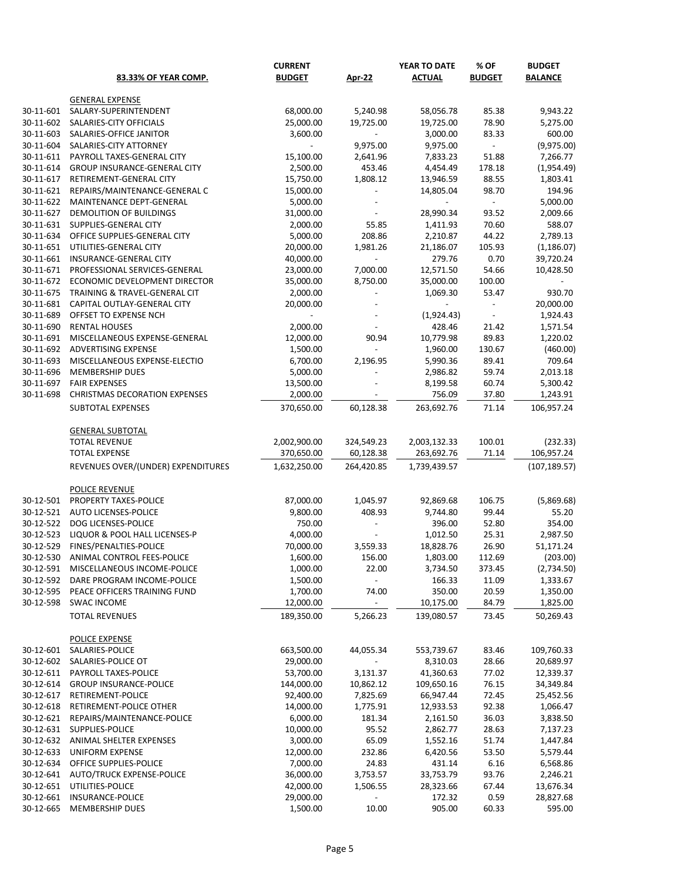| | 83.33% OF YEAR COMP. | CURRENT BUDGET | Apr-22 | YEAR TO DATE ACTUAL | % OF BUDGET | BUDGET BALANCE |
|---|---|---|---|---|---|---|
| | GENERAL EXPENSE | | | | | |
| 30-11-601 | SALARY-SUPERINTENDENT | 68,000.00 | 5,240.98 | 58,056.78 | 85.38 | 9,943.22 |
| 30-11-602 | SALARIES-CITY OFFICIALS | 25,000.00 | 19,725.00 | 19,725.00 | 78.90 | 5,275.00 |
| 30-11-603 | SALARIES-OFFICE JANITOR | 3,600.00 | - | 3,000.00 | 83.33 | 600.00 |
| 30-11-604 | SALARIES-CITY ATTORNEY | - | 9,975.00 | 9,975.00 | - | (9,975.00) |
| 30-11-611 | PAYROLL TAXES-GENERAL CITY | 15,100.00 | 2,641.96 | 7,833.23 | 51.88 | 7,266.77 |
| 30-11-614 | GROUP INSURANCE-GENERAL CITY | 2,500.00 | 453.46 | 4,454.49 | 178.18 | (1,954.49) |
| 30-11-617 | RETIREMENT-GENERAL CITY | 15,750.00 | 1,808.12 | 13,946.59 | 88.55 | 1,803.41 |
| 30-11-621 | REPAIRS/MAINTENANCE-GENERAL C | 15,000.00 | - | 14,805.04 | 98.70 | 194.96 |
| 30-11-622 | MAINTENANCE DEPT-GENERAL | 5,000.00 | - | - | - | 5,000.00 |
| 30-11-627 | DEMOLITION OF BUILDINGS | 31,000.00 | - | 28,990.34 | 93.52 | 2,009.66 |
| 30-11-631 | SUPPLIES-GENERAL CITY | 2,000.00 | 55.85 | 1,411.93 | 70.60 | 588.07 |
| 30-11-634 | OFFICE SUPPLIES-GENERAL CITY | 5,000.00 | 208.86 | 2,210.87 | 44.22 | 2,789.13 |
| 30-11-651 | UTILITIES-GENERAL CITY | 20,000.00 | 1,981.26 | 21,186.07 | 105.93 | (1,186.07) |
| 30-11-661 | INSURANCE-GENERAL CITY | 40,000.00 | - | 279.76 | 0.70 | 39,720.24 |
| 30-11-671 | PROFESSIONAL SERVICES-GENERAL | 23,000.00 | 7,000.00 | 12,571.50 | 54.66 | 10,428.50 |
| 30-11-672 | ECONOMIC DEVELOPMENT DIRECTOR | 35,000.00 | 8,750.00 | 35,000.00 | 100.00 | - |
| 30-11-675 | TRAINING & TRAVEL-GENERAL CIT | 2,000.00 | - | 1,069.30 | 53.47 | 930.70 |
| 30-11-681 | CAPITAL OUTLAY-GENERAL CITY | 20,000.00 | - | - | - | 20,000.00 |
| 30-11-689 | OFFSET TO EXPENSE NCH | - | - | (1,924.43) | - | 1,924.43 |
| 30-11-690 | RENTAL HOUSES | 2,000.00 | - | 428.46 | 21.42 | 1,571.54 |
| 30-11-691 | MISCELLANEOUS EXPENSE-GENERAL | 12,000.00 | 90.94 | 10,779.98 | 89.83 | 1,220.02 |
| 30-11-692 | ADVERTISING EXPENSE | 1,500.00 | - | 1,960.00 | 130.67 | (460.00) |
| 30-11-693 | MISCELLANEOUS EXPENSE-ELECTIO | 6,700.00 | 2,196.95 | 5,990.36 | 89.41 | 709.64 |
| 30-11-696 | MEMBERSHIP DUES | 5,000.00 | - | 2,986.82 | 59.74 | 2,013.18 |
| 30-11-697 | FAIR EXPENSES | 13,500.00 | - | 8,199.58 | 60.74 | 5,300.42 |
| 30-11-698 | CHRISTMAS DECORATION EXPENSES | 2,000.00 | - | 756.09 | 37.80 | 1,243.91 |
| | SUBTOTAL EXPENSES | 370,650.00 | 60,128.38 | 263,692.76 | 71.14 | 106,957.24 |
| | GENERAL SUBTOTAL | | | | | |
| | TOTAL REVENUE | 2,002,900.00 | 324,549.23 | 2,003,132.33 | 100.01 | (232.33) |
| | TOTAL EXPENSE | 370,650.00 | 60,128.38 | 263,692.76 | 71.14 | 106,957.24 |
| | REVENUES OVER/(UNDER) EXPENDITURES | 1,632,250.00 | 264,420.85 | 1,739,439.57 | | (107,189.57) |
| | POLICE REVENUE | | | | | |
| 30-12-501 | PROPERTY TAXES-POLICE | 87,000.00 | 1,045.97 | 92,869.68 | 106.75 | (5,869.68) |
| 30-12-521 | AUTO LICENSES-POLICE | 9,800.00 | 408.93 | 9,744.80 | 99.44 | 55.20 |
| 30-12-522 | DOG LICENSES-POLICE | 750.00 | - | 396.00 | 52.80 | 354.00 |
| 30-12-523 | LIQUOR & POOL HALL LICENSES-P | 4,000.00 | - | 1,012.50 | 25.31 | 2,987.50 |
| 30-12-529 | FINES/PENALTIES-POLICE | 70,000.00 | 3,559.33 | 18,828.76 | 26.90 | 51,171.24 |
| 30-12-530 | ANIMAL CONTROL FEES-POLICE | 1,600.00 | 156.00 | 1,803.00 | 112.69 | (203.00) |
| 30-12-591 | MISCELLANEOUS INCOME-POLICE | 1,000.00 | 22.00 | 3,734.50 | 373.45 | (2,734.50) |
| 30-12-592 | DARE PROGRAM INCOME-POLICE | 1,500.00 | - | 166.33 | 11.09 | 1,333.67 |
| 30-12-595 | PEACE OFFICERS TRAINING FUND | 1,700.00 | 74.00 | 350.00 | 20.59 | 1,350.00 |
| 30-12-598 | SWAC INCOME | 12,000.00 | - | 10,175.00 | 84.79 | 1,825.00 |
| | TOTAL REVENUES | 189,350.00 | 5,266.23 | 139,080.57 | 73.45 | 50,269.43 |
| | POLICE EXPENSE | | | | | |
| 30-12-601 | SALARIES-POLICE | 663,500.00 | 44,055.34 | 553,739.67 | 83.46 | 109,760.33 |
| 30-12-602 | SALARIES-POLICE OT | 29,000.00 | - | 8,310.03 | 28.66 | 20,689.97 |
| 30-12-611 | PAYROLL TAXES-POLICE | 53,700.00 | 3,131.37 | 41,360.63 | 77.02 | 12,339.37 |
| 30-12-614 | GROUP INSURANCE-POLICE | 144,000.00 | 10,862.12 | 109,650.16 | 76.15 | 34,349.84 |
| 30-12-617 | RETIREMENT-POLICE | 92,400.00 | 7,825.69 | 66,947.44 | 72.45 | 25,452.56 |
| 30-12-618 | RETIREMENT-POLICE OTHER | 14,000.00 | 1,775.91 | 12,933.53 | 92.38 | 1,066.47 |
| 30-12-621 | REPAIRS/MAINTENANCE-POLICE | 6,000.00 | 181.34 | 2,161.50 | 36.03 | 3,838.50 |
| 30-12-631 | SUPPLIES-POLICE | 10,000.00 | 95.52 | 2,862.77 | 28.63 | 7,137.23 |
| 30-12-632 | ANIMAL SHELTER EXPENSES | 3,000.00 | 65.09 | 1,552.16 | 51.74 | 1,447.84 |
| 30-12-633 | UNIFORM EXPENSE | 12,000.00 | 232.86 | 6,420.56 | 53.50 | 5,579.44 |
| 30-12-634 | OFFICE SUPPLIES-POLICE | 7,000.00 | 24.83 | 431.14 | 6.16 | 6,568.86 |
| 30-12-641 | AUTO/TRUCK EXPENSE-POLICE | 36,000.00 | 3,753.57 | 33,753.79 | 93.76 | 2,246.21 |
| 30-12-651 | UTILITIES-POLICE | 42,000.00 | 1,506.55 | 28,323.66 | 67.44 | 13,676.34 |
| 30-12-661 | INSURANCE-POLICE | 29,000.00 | - | 172.32 | 0.59 | 28,827.68 |
| 30-12-665 | MEMBERSHIP DUES | 1,500.00 | 10.00 | 905.00 | 60.33 | 595.00 |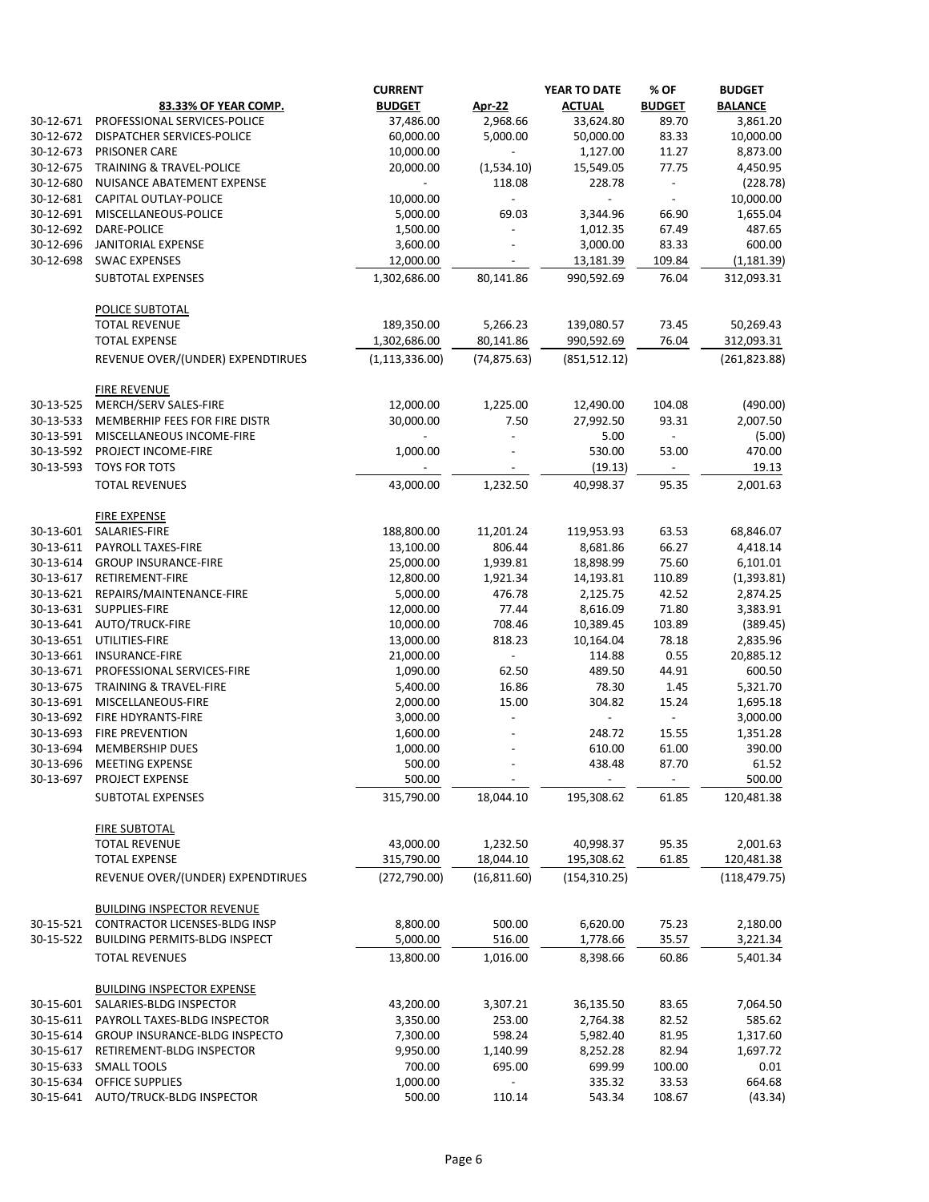| | 83.33% OF YEAR COMP. | CURRENT BUDGET | Apr-22 | YEAR TO DATE ACTUAL | % OF BUDGET | BUDGET BALANCE |
|---|---|---|---|---|---|---|
| 30-12-671 | PROFESSIONAL SERVICES-POLICE | 37,486.00 | 2,968.66 | 33,624.80 | 89.70 | 3,861.20 |
| 30-12-672 | DISPATCHER SERVICES-POLICE | 60,000.00 | 5,000.00 | 50,000.00 | 83.33 | 10,000.00 |
| 30-12-673 | PRISONER CARE | 10,000.00 | - | 1,127.00 | 11.27 | 8,873.00 |
| 30-12-675 | TRAINING & TRAVEL-POLICE | 20,000.00 | (1,534.10) | 15,549.05 | 77.75 | 4,450.95 |
| 30-12-680 | NUISANCE ABATEMENT EXPENSE | - | 118.08 | 228.78 | - | (228.78) |
| 30-12-681 | CAPITAL OUTLAY-POLICE | 10,000.00 | - | - | - | 10,000.00 |
| 30-12-691 | MISCELLANEOUS-POLICE | 5,000.00 | 69.03 | 3,344.96 | 66.90 | 1,655.04 |
| 30-12-692 | DARE-POLICE | 1,500.00 | - | 1,012.35 | 67.49 | 487.65 |
| 30-12-696 | JANITORIAL EXPENSE | 3,600.00 | - | 3,000.00 | 83.33 | 600.00 |
| 30-12-698 | SWAC EXPENSES | 12,000.00 | - | 13,181.39 | 109.84 | (1,181.39) |
| | SUBTOTAL EXPENSES | 1,302,686.00 | 80,141.86 | 990,592.69 | 76.04 | 312,093.31 |
| | | | | | | |
| | POLICE SUBTOTAL | | | | | |
| | TOTAL REVENUE | 189,350.00 | 5,266.23 | 139,080.57 | 73.45 | 50,269.43 |
| | TOTAL EXPENSE | 1,302,686.00 | 80,141.86 | 990,592.69 | 76.04 | 312,093.31 |
| | REVENUE OVER/(UNDER) EXPENDTIRUES | (1,113,336.00) | (74,875.63) | (851,512.12) | | (261,823.88) |
| | | | | | | |
| | FIRE REVENUE | | | | | |
| 30-13-525 | MERCH/SERV SALES-FIRE | 12,000.00 | 1,225.00 | 12,490.00 | 104.08 | (490.00) |
| 30-13-533 | MEMBERHIP FEES FOR FIRE DISTR | 30,000.00 | 7.50 | 27,992.50 | 93.31 | 2,007.50 |
| 30-13-591 | MISCELLANEOUS INCOME-FIRE | - | - | 5.00 | - | (5.00) |
| 30-13-592 | PROJECT INCOME-FIRE | 1,000.00 | - | 530.00 | 53.00 | 470.00 |
| 30-13-593 | TOYS FOR TOTS | - | - | (19.13) | - | 19.13 |
| | TOTAL REVENUES | 43,000.00 | 1,232.50 | 40,998.37 | 95.35 | 2,001.63 |
| | | | | | | |
| | FIRE EXPENSE | | | | | |
| 30-13-601 | SALARIES-FIRE | 188,800.00 | 11,201.24 | 119,953.93 | 63.53 | 68,846.07 |
| 30-13-611 | PAYROLL TAXES-FIRE | 13,100.00 | 806.44 | 8,681.86 | 66.27 | 4,418.14 |
| 30-13-614 | GROUP INSURANCE-FIRE | 25,000.00 | 1,939.81 | 18,898.99 | 75.60 | 6,101.01 |
| 30-13-617 | RETIREMENT-FIRE | 12,800.00 | 1,921.34 | 14,193.81 | 110.89 | (1,393.81) |
| 30-13-621 | REPAIRS/MAINTENANCE-FIRE | 5,000.00 | 476.78 | 2,125.75 | 42.52 | 2,874.25 |
| 30-13-631 | SUPPLIES-FIRE | 12,000.00 | 77.44 | 8,616.09 | 71.80 | 3,383.91 |
| 30-13-641 | AUTO/TRUCK-FIRE | 10,000.00 | 708.46 | 10,389.45 | 103.89 | (389.45) |
| 30-13-651 | UTILITIES-FIRE | 13,000.00 | 818.23 | 10,164.04 | 78.18 | 2,835.96 |
| 30-13-661 | INSURANCE-FIRE | 21,000.00 | - | 114.88 | 0.55 | 20,885.12 |
| 30-13-671 | PROFESSIONAL SERVICES-FIRE | 1,090.00 | 62.50 | 489.50 | 44.91 | 600.50 |
| 30-13-675 | TRAINING & TRAVEL-FIRE | 5,400.00 | 16.86 | 78.30 | 1.45 | 5,321.70 |
| 30-13-691 | MISCELLANEOUS-FIRE | 2,000.00 | 15.00 | 304.82 | 15.24 | 1,695.18 |
| 30-13-692 | FIRE HDYRANTS-FIRE | 3,000.00 | - | - | - | 3,000.00 |
| 30-13-693 | FIRE PREVENTION | 1,600.00 | - | 248.72 | 15.55 | 1,351.28 |
| 30-13-694 | MEMBERSHIP DUES | 1,000.00 | - | 610.00 | 61.00 | 390.00 |
| 30-13-696 | MEETING EXPENSE | 500.00 | - | 438.48 | 87.70 | 61.52 |
| 30-13-697 | PROJECT EXPENSE | 500.00 | - | - | - | 500.00 |
| | SUBTOTAL EXPENSES | 315,790.00 | 18,044.10 | 195,308.62 | 61.85 | 120,481.38 |
| | | | | | | |
| | FIRE SUBTOTAL | | | | | |
| | TOTAL REVENUE | 43,000.00 | 1,232.50 | 40,998.37 | 95.35 | 2,001.63 |
| | TOTAL EXPENSE | 315,790.00 | 18,044.10 | 195,308.62 | 61.85 | 120,481.38 |
| | REVENUE OVER/(UNDER) EXPENDTIRUES | (272,790.00) | (16,811.60) | (154,310.25) | | (118,479.75) |
| | | | | | | |
| | BUILDING INSPECTOR REVENUE | | | | | |
| 30-15-521 | CONTRACTOR LICENSES-BLDG INSP | 8,800.00 | 500.00 | 6,620.00 | 75.23 | 2,180.00 |
| 30-15-522 | BUILDING PERMITS-BLDG INSPECT | 5,000.00 | 516.00 | 1,778.66 | 35.57 | 3,221.34 |
| | TOTAL REVENUES | 13,800.00 | 1,016.00 | 8,398.66 | 60.86 | 5,401.34 |
| | | | | | | |
| | BUILDING INSPECTOR EXPENSE | | | | | |
| 30-15-601 | SALARIES-BLDG INSPECTOR | 43,200.00 | 3,307.21 | 36,135.50 | 83.65 | 7,064.50 |
| 30-15-611 | PAYROLL TAXES-BLDG INSPECTOR | 3,350.00 | 253.00 | 2,764.38 | 82.52 | 585.62 |
| 30-15-614 | GROUP INSURANCE-BLDG INSPECTO | 7,300.00 | 598.24 | 5,982.40 | 81.95 | 1,317.60 |
| 30-15-617 | RETIREMENT-BLDG INSPECTOR | 9,950.00 | 1,140.99 | 8,252.28 | 82.94 | 1,697.72 |
| 30-15-633 | SMALL TOOLS | 700.00 | 695.00 | 699.99 | 100.00 | 0.01 |
| 30-15-634 | OFFICE SUPPLIES | 1,000.00 | - | 335.32 | 33.53 | 664.68 |
| 30-15-641 | AUTO/TRUCK-BLDG INSPECTOR | 500.00 | 110.14 | 543.34 | 108.67 | (43.34) |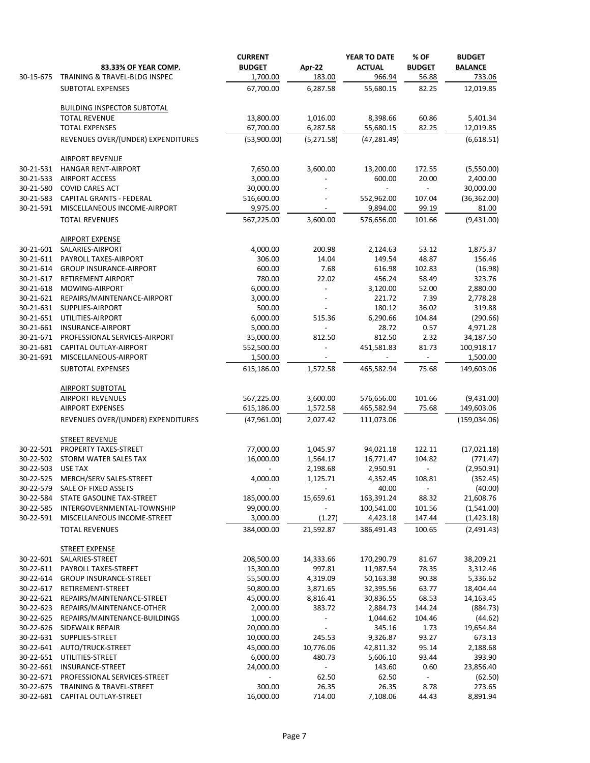| | 83.33% OF YEAR COMP. | CURRENT BUDGET | Apr-22 | YEAR TO DATE ACTUAL | % OF BUDGET | BUDGET BALANCE |
|---|---|---|---|---|---|---|
| 30-15-675 | TRAINING & TRAVEL-BLDG INSPEC | 1,700.00 | 183.00 | 966.94 | 56.88 | 733.06 |
| | SUBTOTAL EXPENSES | 67,700.00 | 6,287.58 | 55,680.15 | 82.25 | 12,019.85 |
| | | | | | | |
| | BUILDING INSPECTOR SUBTOTAL | | | | | |
| | TOTAL REVENUE | 13,800.00 | 1,016.00 | 8,398.66 | 60.86 | 5,401.34 |
| | TOTAL EXPENSES | 67,700.00 | 6,287.58 | 55,680.15 | 82.25 | 12,019.85 |
| | REVENUES OVER/(UNDER) EXPENDITURES | (53,900.00) | (5,271.58) | (47,281.49) | | (6,618.51) |
| | | | | | | |
| | AIRPORT REVENUE | | | | | |
| 30-21-531 | HANGAR RENT-AIRPORT | 7,650.00 | 3,600.00 | 13,200.00 | 172.55 | (5,550.00) |
| 30-21-533 | AIRPORT ACCESS | 3,000.00 | - | 600.00 | 20.00 | 2,400.00 |
| 30-21-580 | COVID CARES ACT | 30,000.00 | - | - | - | 30,000.00 |
| 30-21-583 | CAPITAL GRANTS - FEDERAL | 516,600.00 | - | 552,962.00 | 107.04 | (36,362.00) |
| 30-21-591 | MISCELLANEOUS INCOME-AIRPORT | 9,975.00 | - | 9,894.00 | 99.19 | 81.00 |
| | TOTAL REVENUES | 567,225.00 | 3,600.00 | 576,656.00 | 101.66 | (9,431.00) |
| | | | | | | |
| | AIRPORT EXPENSE | | | | | |
| 30-21-601 | SALARIES-AIRPORT | 4,000.00 | 200.98 | 2,124.63 | 53.12 | 1,875.37 |
| 30-21-611 | PAYROLL TAXES-AIRPORT | 306.00 | 14.04 | 149.54 | 48.87 | 156.46 |
| 30-21-614 | GROUP INSURANCE-AIRPORT | 600.00 | 7.68 | 616.98 | 102.83 | (16.98) |
| 30-21-617 | RETIREMENT AIRPORT | 780.00 | 22.02 | 456.24 | 58.49 | 323.76 |
| 30-21-618 | MOWING-AIRPORT | 6,000.00 | - | 3,120.00 | 52.00 | 2,880.00 |
| 30-21-621 | REPAIRS/MAINTENANCE-AIRPORT | 3,000.00 | - | 221.72 | 7.39 | 2,778.28 |
| 30-21-631 | SUPPLIES-AIRPORT | 500.00 | - | 180.12 | 36.02 | 319.88 |
| 30-21-651 | UTILITIES-AIRPORT | 6,000.00 | 515.36 | 6,290.66 | 104.84 | (290.66) |
| 30-21-661 | INSURANCE-AIRPORT | 5,000.00 | - | 28.72 | 0.57 | 4,971.28 |
| 30-21-671 | PROFESSIONAL SERVICES-AIRPORT | 35,000.00 | 812.50 | 812.50 | 2.32 | 34,187.50 |
| 30-21-681 | CAPITAL OUTLAY-AIRPORT | 552,500.00 | - | 451,581.83 | 81.73 | 100,918.17 |
| 30-21-691 | MISCELLANEOUS-AIRPORT | 1,500.00 | - | - | - | 1,500.00 |
| | SUBTOTAL EXPENSES | 615,186.00 | 1,572.58 | 465,582.94 | 75.68 | 149,603.06 |
| | | | | | | |
| | AIRPORT SUBTOTAL | | | | | |
| | AIRPORT REVENUES | 567,225.00 | 3,600.00 | 576,656.00 | 101.66 | (9,431.00) |
| | AIRPORT EXPENSES | 615,186.00 | 1,572.58 | 465,582.94 | 75.68 | 149,603.06 |
| | REVENUES OVER/(UNDER) EXPENDITURES | (47,961.00) | 2,027.42 | 111,073.06 | | (159,034.06) |
| | | | | | | |
| | STREET REVENUE | | | | | |
| 30-22-501 | PROPERTY TAXES-STREET | 77,000.00 | 1,045.97 | 94,021.18 | 122.11 | (17,021.18) |
| 30-22-502 | STORM WATER SALES TAX | 16,000.00 | 1,564.17 | 16,771.47 | 104.82 | (771.47) |
| 30-22-503 | USE TAX | - | 2,198.68 | 2,950.91 | - | (2,950.91) |
| 30-22-525 | MERCH/SERV SALES-STREET | 4,000.00 | 1,125.71 | 4,352.45 | 108.81 | (352.45) |
| 30-22-579 | SALE OF FIXED ASSETS | - | - | 40.00 | - | (40.00) |
| 30-22-584 | STATE GASOLINE TAX-STREET | 185,000.00 | 15,659.61 | 163,391.24 | 88.32 | 21,608.76 |
| 30-22-585 | INTERGOVERNMENTAL-TOWNSHIP | 99,000.00 | - | 100,541.00 | 101.56 | (1,541.00) |
| 30-22-591 | MISCELLANEOUS INCOME-STREET | 3,000.00 | (1.27) | 4,423.18 | 147.44 | (1,423.18) |
| | TOTAL REVENUES | 384,000.00 | 21,592.87 | 386,491.43 | 100.65 | (2,491.43) |
| | | | | | | |
| | STREET EXPENSE | | | | | |
| 30-22-601 | SALARIES-STREET | 208,500.00 | 14,333.66 | 170,290.79 | 81.67 | 38,209.21 |
| 30-22-611 | PAYROLL TAXES-STREET | 15,300.00 | 997.81 | 11,987.54 | 78.35 | 3,312.46 |
| 30-22-614 | GROUP INSURANCE-STREET | 55,500.00 | 4,319.09 | 50,163.38 | 90.38 | 5,336.62 |
| 30-22-617 | RETIREMENT-STREET | 50,800.00 | 3,871.65 | 32,395.56 | 63.77 | 18,404.44 |
| 30-22-621 | REPAIRS/MAINTENANCE-STREET | 45,000.00 | 8,816.41 | 30,836.55 | 68.53 | 14,163.45 |
| 30-22-623 | REPAIRS/MAINTENANCE-OTHER | 2,000.00 | 383.72 | 2,884.73 | 144.24 | (884.73) |
| 30-22-625 | REPAIRS/MAINTENANCE-BUILDINGS | 1,000.00 | - | 1,044.62 | 104.46 | (44.62) |
| 30-22-626 | SIDEWALK REPAIR | 20,000.00 | - | 345.16 | 1.73 | 19,654.84 |
| 30-22-631 | SUPPLIES-STREET | 10,000.00 | 245.53 | 9,326.87 | 93.27 | 673.13 |
| 30-22-641 | AUTO/TRUCK-STREET | 45,000.00 | 10,776.06 | 42,811.32 | 95.14 | 2,188.68 |
| 30-22-651 | UTILITIES-STREET | 6,000.00 | 480.73 | 5,606.10 | 93.44 | 393.90 |
| 30-22-661 | INSURANCE-STREET | 24,000.00 | - | 143.60 | 0.60 | 23,856.40 |
| 30-22-671 | PROFESSIONAL SERVICES-STREET | - | 62.50 | 62.50 | - | (62.50) |
| 30-22-675 | TRAINING & TRAVEL-STREET | 300.00 | 26.35 | 26.35 | 8.78 | 273.65 |
| 30-22-681 | CAPITAL OUTLAY-STREET | 16,000.00 | 714.00 | 7,108.06 | 44.43 | 8,891.94 |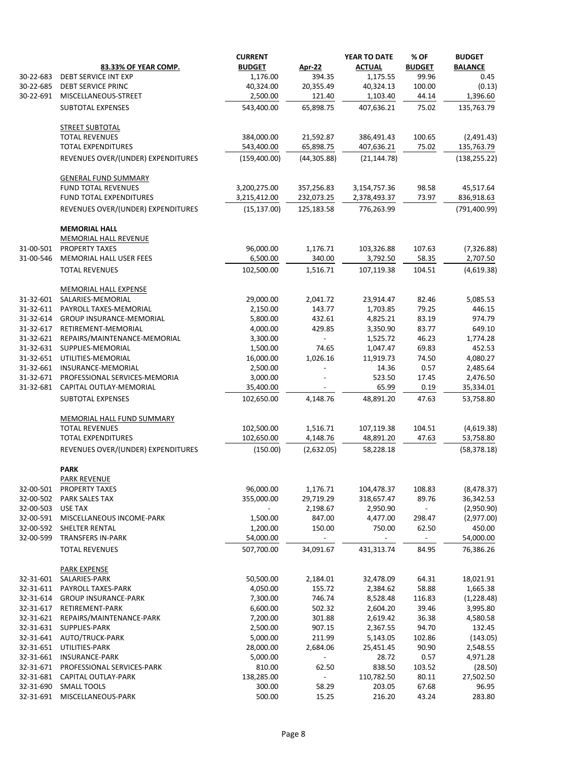| | 83.33% OF YEAR COMP. | CURRENT BUDGET | Apr-22 | YEAR TO DATE ACTUAL | % OF BUDGET | BUDGET BALANCE |
|---|---|---|---|---|---|---|
| 30-22-683 | DEBT SERVICE INT EXP | 1,176.00 | 394.35 | 1,175.55 | 99.96 | 0.45 |
| 30-22-685 | DEBT SERVICE PRINC | 40,324.00 | 20,355.49 | 40,324.13 | 100.00 | (0.13) |
| 30-22-691 | MISCELLANEOUS-STREET | 2,500.00 | 121.40 | 1,103.40 | 44.14 | 1,396.60 |
| | SUBTOTAL EXPENSES | 543,400.00 | 65,898.75 | 407,636.21 | 75.02 | 135,763.79 |
| | STREET SUBTOTAL | | | | | |
| | TOTAL REVENUES | 384,000.00 | 21,592.87 | 386,491.43 | 100.65 | (2,491.43) |
| | TOTAL EXPENDITURES | 543,400.00 | 65,898.75 | 407,636.21 | 75.02 | 135,763.79 |
| | REVENUES OVER/(UNDER) EXPENDITURES | (159,400.00) | (44,305.88) | (21,144.78) | | (138,255.22) |
| | GENERAL FUND SUMMARY | | | | | |
| | FUND TOTAL REVENUES | 3,200,275.00 | 357,256.83 | 3,154,757.36 | 98.58 | 45,517.64 |
| | FUND TOTAL EXPENDITURES | 3,215,412.00 | 232,073.25 | 2,378,493.37 | 73.97 | 836,918.63 |
| | REVENUES OVER/(UNDER) EXPENDITURES | (15,137.00) | 125,183.58 | 776,263.99 | | (791,400.99) |
| | **MEMORIAL HALL** | | | | | |
| | MEMORIAL HALL REVENUE | | | | | |
| 31-00-501 | PROPERTY TAXES | 96,000.00 | 1,176.71 | 103,326.88 | 107.63 | (7,326.88) |
| 31-00-546 | MEMORIAL HALL USER FEES | 6,500.00 | 340.00 | 3,792.50 | 58.35 | 2,707.50 |
| | TOTAL REVENUES | 102,500.00 | 1,516.71 | 107,119.38 | 104.51 | (4,619.38) |
| | MEMORIAL HALL EXPENSE | | | | | |
| 31-32-601 | SALARIES-MEMORIAL | 29,000.00 | 2,041.72 | 23,914.47 | 82.46 | 5,085.53 |
| 31-32-611 | PAYROLL TAXES-MEMORIAL | 2,150.00 | 143.77 | 1,703.85 | 79.25 | 446.15 |
| 31-32-614 | GROUP INSURANCE-MEMORIAL | 5,800.00 | 432.61 | 4,825.21 | 83.19 | 974.79 |
| 31-32-617 | RETIREMENT-MEMORIAL | 4,000.00 | 429.85 | 3,350.90 | 83.77 | 649.10 |
| 31-32-621 | REPAIRS/MAINTENANCE-MEMORIAL | 3,300.00 | - | 1,525.72 | 46.23 | 1,774.28 |
| 31-32-631 | SUPPLIES-MEMORIAL | 1,500.00 | 74.65 | 1,047.47 | 69.83 | 452.53 |
| 31-32-651 | UTILITIES-MEMORIAL | 16,000.00 | 1,026.16 | 11,919.73 | 74.50 | 4,080.27 |
| 31-32-661 | INSURANCE-MEMORIAL | 2,500.00 | - | 14.36 | 0.57 | 2,485.64 |
| 31-32-671 | PROFESSIONAL SERVICES-MEMORIA | 3,000.00 | - | 523.50 | 17.45 | 2,476.50 |
| 31-32-681 | CAPITAL OUTLAY-MEMORIAL | 35,400.00 | - | 65.99 | 0.19 | 35,334.01 |
| | SUBTOTAL EXPENSES | 102,650.00 | 4,148.76 | 48,891.20 | 47.63 | 53,758.80 |
| | MEMORIAL HALL FUND SUMMARY | | | | | |
| | TOTAL REVENUES | 102,500.00 | 1,516.71 | 107,119.38 | 104.51 | (4,619.38) |
| | TOTAL EXPENDITURES | 102,650.00 | 4,148.76 | 48,891.20 | 47.63 | 53,758.80 |
| | REVENUES OVER/(UNDER) EXPENDITURES | (150.00) | (2,632.05) | 58,228.18 | | (58,378.18) |
| | **PARK** | | | | | |
| | PARK REVENUE | | | | | |
| 32-00-501 | PROPERTY TAXES | 96,000.00 | 1,176.71 | 104,478.37 | 108.83 | (8,478.37) |
| 32-00-502 | PARK SALES TAX | 355,000.00 | 29,719.29 | 318,657.47 | 89.76 | 36,342.53 |
| 32-00-503 | USE TAX | - | 2,198.67 | 2,950.90 | - | (2,950.90) |
| 32-00-591 | MISCELLANEOUS INCOME-PARK | 1,500.00 | 847.00 | 4,477.00 | 298.47 | (2,977.00) |
| 32-00-592 | SHELTER RENTAL | 1,200.00 | 150.00 | 750.00 | 62.50 | 450.00 |
| 32-00-599 | TRANSFERS IN-PARK | 54,000.00 | - | - | - | 54,000.00 |
| | TOTAL REVENUES | 507,700.00 | 34,091.67 | 431,313.74 | 84.95 | 76,386.26 |
| | PARK EXPENSE | | | | | |
| 32-31-601 | SALARIES-PARK | 50,500.00 | 2,184.01 | 32,478.09 | 64.31 | 18,021.91 |
| 32-31-611 | PAYROLL TAXES-PARK | 4,050.00 | 155.72 | 2,384.62 | 58.88 | 1,665.38 |
| 32-31-614 | GROUP INSURANCE-PARK | 7,300.00 | 746.74 | 8,528.48 | 116.83 | (1,228.48) |
| 32-31-617 | RETIREMENT-PARK | 6,600.00 | 502.32 | 2,604.20 | 39.46 | 3,995.80 |
| 32-31-621 | REPAIRS/MAINTENANCE-PARK | 7,200.00 | 301.88 | 2,619.42 | 36.38 | 4,580.58 |
| 32-31-631 | SUPPLIES-PARK | 2,500.00 | 907.15 | 2,367.55 | 94.70 | 132.45 |
| 32-31-641 | AUTO/TRUCK-PARK | 5,000.00 | 211.99 | 5,143.05 | 102.86 | (143.05) |
| 32-31-651 | UTILITIES-PARK | 28,000.00 | 2,684.06 | 25,451.45 | 90.90 | 2,548.55 |
| 32-31-661 | INSURANCE-PARK | 5,000.00 | - | 28.72 | 0.57 | 4,971.28 |
| 32-31-671 | PROFESSIONAL SERVICES-PARK | 810.00 | 62.50 | 838.50 | 103.52 | (28.50) |
| 32-31-681 | CAPITAL OUTLAY-PARK | 138,285.00 | - | 110,782.50 | 80.11 | 27,502.50 |
| 32-31-690 | SMALL TOOLS | 300.00 | 58.29 | 203.05 | 67.68 | 96.95 |
| 32-31-691 | MISCELLANEOUS-PARK | 500.00 | 15.25 | 216.20 | 43.24 | 283.80 |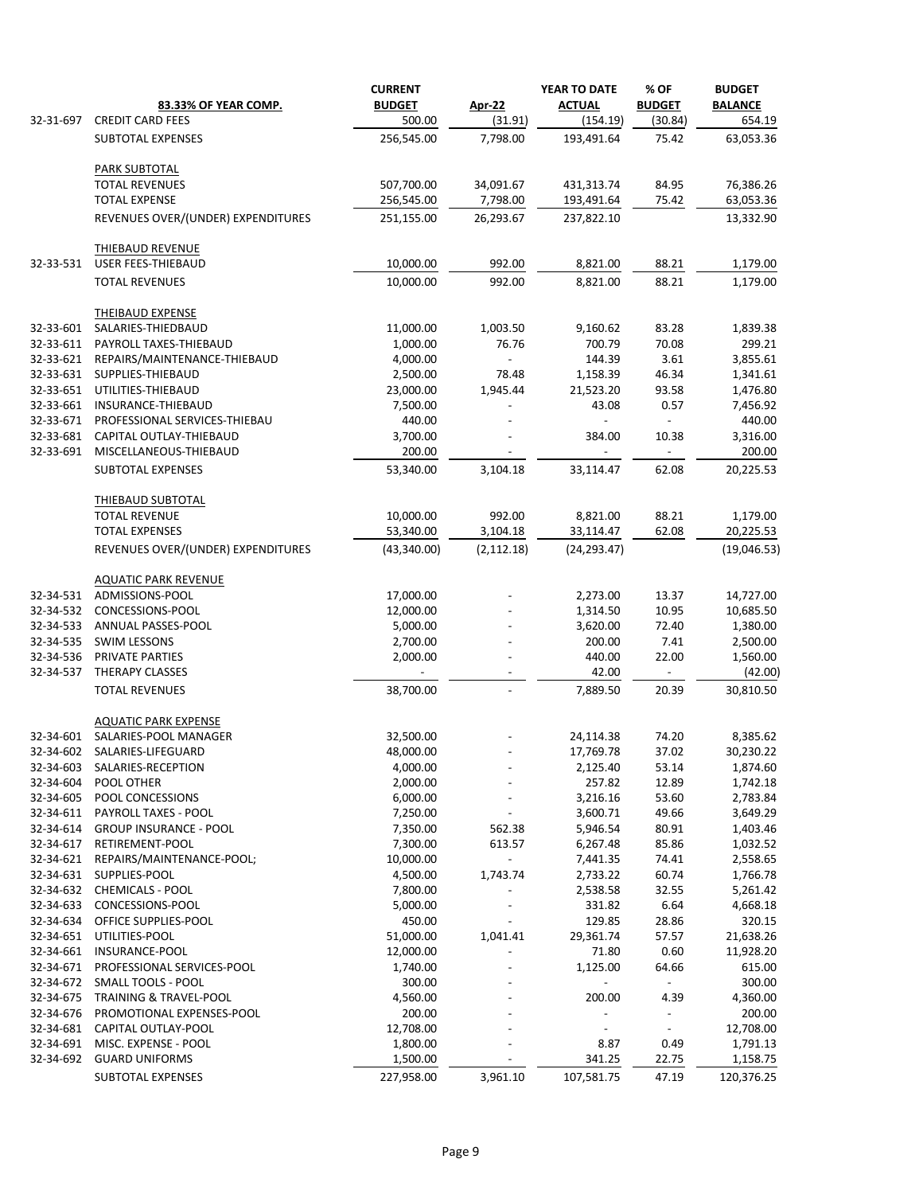| | 83.33% OF YEAR COMP. | CURRENT BUDGET | Apr-22 | YEAR TO DATE ACTUAL | % OF BUDGET | BUDGET BALANCE |
|---|---|---|---|---|---|---|
| 32-31-697 | CREDIT CARD FEES | 500.00 | (31.91) | (154.19) | (30.84) | 654.19 |
| | SUBTOTAL EXPENSES | 256,545.00 | 7,798.00 | 193,491.64 | 75.42 | 63,053.36 |
| | PARK SUBTOTAL | | | | | |
| | TOTAL REVENUES | 507,700.00 | 34,091.67 | 431,313.74 | 84.95 | 76,386.26 |
| | TOTAL EXPENSE | 256,545.00 | 7,798.00 | 193,491.64 | 75.42 | 63,053.36 |
| | REVENUES OVER/(UNDER) EXPENDITURES | 251,155.00 | 26,293.67 | 237,822.10 | | 13,332.90 |
| | THIEBAUD REVENUE | | | | | |
| 32-33-531 | USER FEES-THIEBAUD | 10,000.00 | 992.00 | 8,821.00 | 88.21 | 1,179.00 |
| | TOTAL REVENUES | 10,000.00 | 992.00 | 8,821.00 | 88.21 | 1,179.00 |
| | THEIBAUD EXPENSE | | | | | |
| 32-33-601 | SALARIES-THIEDBAUD | 11,000.00 | 1,003.50 | 9,160.62 | 83.28 | 1,839.38 |
| 32-33-611 | PAYROLL TAXES-THIEBAUD | 1,000.00 | 76.76 | 700.79 | 70.08 | 299.21 |
| 32-33-621 | REPAIRS/MAINTENANCE-THIEBAUD | 4,000.00 | - | 144.39 | 3.61 | 3,855.61 |
| 32-33-631 | SUPPLIES-THIEBAUD | 2,500.00 | 78.48 | 1,158.39 | 46.34 | 1,341.61 |
| 32-33-651 | UTILITIES-THIEBAUD | 23,000.00 | 1,945.44 | 21,523.20 | 93.58 | 1,476.80 |
| 32-33-661 | INSURANCE-THIEBAUD | 7,500.00 | - | 43.08 | 0.57 | 7,456.92 |
| 32-33-671 | PROFESSIONAL SERVICES-THIEBAU | 440.00 | - | - | - | 440.00 |
| 32-33-681 | CAPITAL OUTLAY-THIEBAUD | 3,700.00 | - | 384.00 | 10.38 | 3,316.00 |
| 32-33-691 | MISCELLANEOUS-THIEBAUD | 200.00 | - | - | - | 200.00 |
| | SUBTOTAL EXPENSES | 53,340.00 | 3,104.18 | 33,114.47 | 62.08 | 20,225.53 |
| | THIEBAUD SUBTOTAL | | | | | |
| | TOTAL REVENUE | 10,000.00 | 992.00 | 8,821.00 | 88.21 | 1,179.00 |
| | TOTAL EXPENSES | 53,340.00 | 3,104.18 | 33,114.47 | 62.08 | 20,225.53 |
| | REVENUES OVER/(UNDER) EXPENDITURES | (43,340.00) | (2,112.18) | (24,293.47) | | (19,046.53) |
| | AQUATIC PARK REVENUE | | | | | |
| 32-34-531 | ADMISSIONS-POOL | 17,000.00 | - | 2,273.00 | 13.37 | 14,727.00 |
| 32-34-532 | CONCESSIONS-POOL | 12,000.00 | - | 1,314.50 | 10.95 | 10,685.50 |
| 32-34-533 | ANNUAL PASSES-POOL | 5,000.00 | - | 3,620.00 | 72.40 | 1,380.00 |
| 32-34-535 | SWIM LESSONS | 2,700.00 | - | 200.00 | 7.41 | 2,500.00 |
| 32-34-536 | PRIVATE PARTIES | 2,000.00 | - | 440.00 | 22.00 | 1,560.00 |
| 32-34-537 | THERAPY CLASSES | - | - | 42.00 | - | (42.00) |
| | TOTAL REVENUES | 38,700.00 | - | 7,889.50 | 20.39 | 30,810.50 |
| | AQUATIC PARK EXPENSE | | | | | |
| 32-34-601 | SALARIES-POOL MANAGER | 32,500.00 | - | 24,114.38 | 74.20 | 8,385.62 |
| 32-34-602 | SALARIES-LIFEGUARD | 48,000.00 | - | 17,769.78 | 37.02 | 30,230.22 |
| 32-34-603 | SALARIES-RECEPTION | 4,000.00 | - | 2,125.40 | 53.14 | 1,874.60 |
| 32-34-604 | POOL OTHER | 2,000.00 | - | 257.82 | 12.89 | 1,742.18 |
| 32-34-605 | POOL CONCESSIONS | 6,000.00 | - | 3,216.16 | 53.60 | 2,783.84 |
| 32-34-611 | PAYROLL TAXES - POOL | 7,250.00 | - | 3,600.71 | 49.66 | 3,649.29 |
| 32-34-614 | GROUP INSURANCE - POOL | 7,350.00 | 562.38 | 5,946.54 | 80.91 | 1,403.46 |
| 32-34-617 | RETIREMENT-POOL | 7,300.00 | 613.57 | 6,267.48 | 85.86 | 1,032.52 |
| 32-34-621 | REPAIRS/MAINTENANCE-POOL; | 10,000.00 | - | 7,441.35 | 74.41 | 2,558.65 |
| 32-34-631 | SUPPLIES-POOL | 4,500.00 | 1,743.74 | 2,733.22 | 60.74 | 1,766.78 |
| 32-34-632 | CHEMICALS - POOL | 7,800.00 | - | 2,538.58 | 32.55 | 5,261.42 |
| 32-34-633 | CONCESSIONS-POOL | 5,000.00 | - | 331.82 | 6.64 | 4,668.18 |
| 32-34-634 | OFFICE SUPPLIES-POOL | 450.00 | - | 129.85 | 28.86 | 320.15 |
| 32-34-651 | UTILITIES-POOL | 51,000.00 | 1,041.41 | 29,361.74 | 57.57 | 21,638.26 |
| 32-34-661 | INSURANCE-POOL | 12,000.00 | - | 71.80 | 0.60 | 11,928.20 |
| 32-34-671 | PROFESSIONAL SERVICES-POOL | 1,740.00 | - | 1,125.00 | 64.66 | 615.00 |
| 32-34-672 | SMALL TOOLS - POOL | 300.00 | - | - | - | 300.00 |
| 32-34-675 | TRAINING & TRAVEL-POOL | 4,560.00 | - | 200.00 | 4.39 | 4,360.00 |
| 32-34-676 | PROMOTIONAL EXPENSES-POOL | 200.00 | - | - | - | 200.00 |
| 32-34-681 | CAPITAL OUTLAY-POOL | 12,708.00 | - | - | - | 12,708.00 |
| 32-34-691 | MISC. EXPENSE - POOL | 1,800.00 | - | 8.87 | 0.49 | 1,791.13 |
| 32-34-692 | GUARD UNIFORMS | 1,500.00 | - | 341.25 | 22.75 | 1,158.75 |
| | SUBTOTAL EXPENSES | 227,958.00 | 3,961.10 | 107,581.75 | 47.19 | 120,376.25 |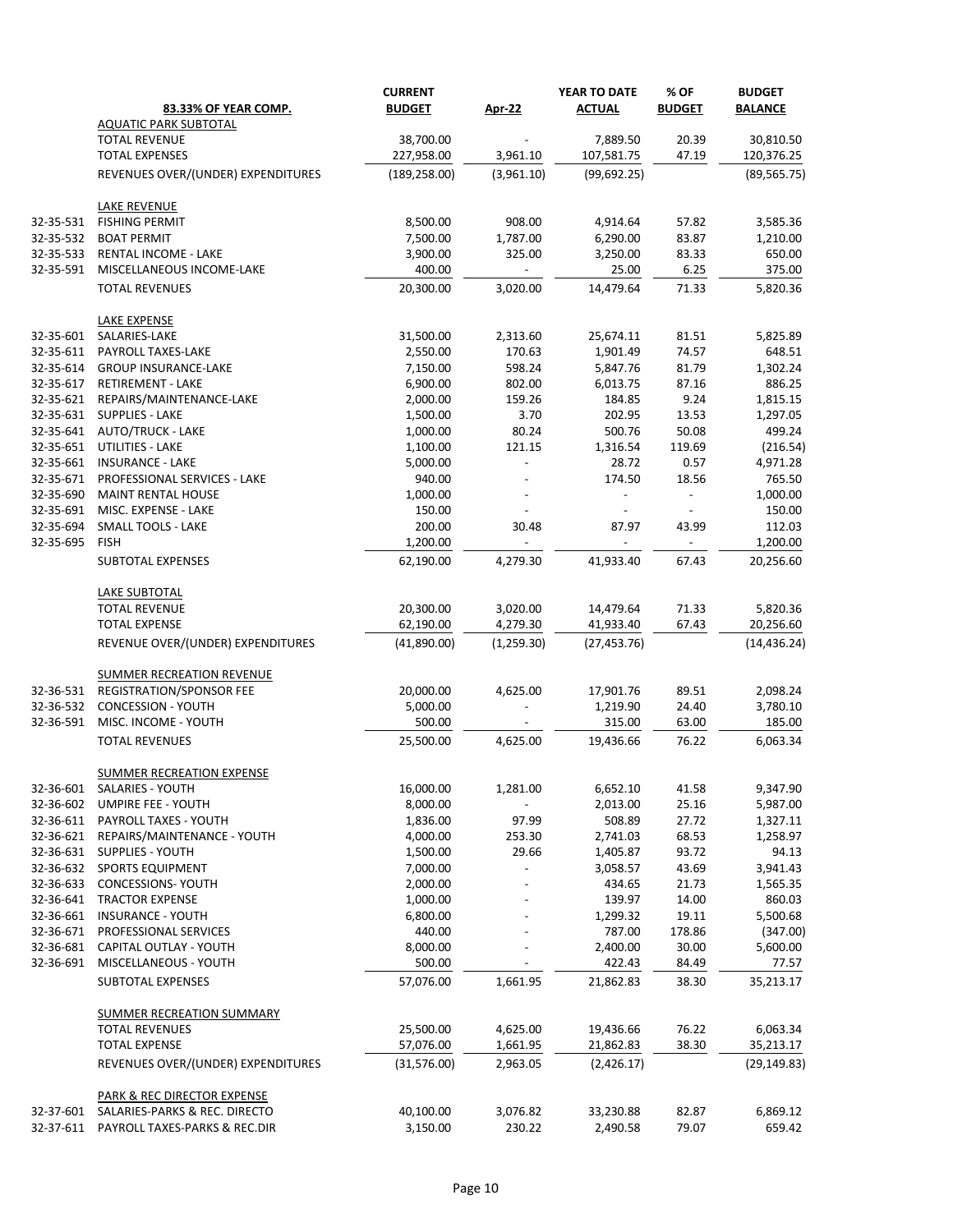| | 83.33% OF YEAR COMP. | CURRENT BUDGET | Apr-22 | YEAR TO DATE ACTUAL | % OF BUDGET | BUDGET BALANCE |
|---|---|---|---|---|---|---|
| | AQUATIC PARK SUBTOTAL | | | | | |
| | TOTAL REVENUE | 38,700.00 | - | 7,889.50 | 20.39 | 30,810.50 |
| | TOTAL EXPENSES | 227,958.00 | 3,961.10 | 107,581.75 | 47.19 | 120,376.25 |
| | REVENUES OVER/(UNDER) EXPENDITURES | (189,258.00) | (3,961.10) | (99,692.25) | | (89,565.75) |
| | LAKE REVENUE | | | | | |
| 32-35-531 | FISHING PERMIT | 8,500.00 | 908.00 | 4,914.64 | 57.82 | 3,585.36 |
| 32-35-532 | BOAT PERMIT | 7,500.00 | 1,787.00 | 6,290.00 | 83.87 | 1,210.00 |
| 32-35-533 | RENTAL INCOME - LAKE | 3,900.00 | 325.00 | 3,250.00 | 83.33 | 650.00 |
| 32-35-591 | MISCELLANEOUS INCOME-LAKE | 400.00 | - | 25.00 | 6.25 | 375.00 |
| | TOTAL REVENUES | 20,300.00 | 3,020.00 | 14,479.64 | 71.33 | 5,820.36 |
| | LAKE EXPENSE | | | | | |
| 32-35-601 | SALARIES-LAKE | 31,500.00 | 2,313.60 | 25,674.11 | 81.51 | 5,825.89 |
| 32-35-611 | PAYROLL TAXES-LAKE | 2,550.00 | 170.63 | 1,901.49 | 74.57 | 648.51 |
| 32-35-614 | GROUP INSURANCE-LAKE | 7,150.00 | 598.24 | 5,847.76 | 81.79 | 1,302.24 |
| 32-35-617 | RETIREMENT - LAKE | 6,900.00 | 802.00 | 6,013.75 | 87.16 | 886.25 |
| 32-35-621 | REPAIRS/MAINTENANCE-LAKE | 2,000.00 | 159.26 | 184.85 | 9.24 | 1,815.15 |
| 32-35-631 | SUPPLIES - LAKE | 1,500.00 | 3.70 | 202.95 | 13.53 | 1,297.05 |
| 32-35-641 | AUTO/TRUCK - LAKE | 1,000.00 | 80.24 | 500.76 | 50.08 | 499.24 |
| 32-35-651 | UTILITIES - LAKE | 1,100.00 | 121.15 | 1,316.54 | 119.69 | (216.54) |
| 32-35-661 | INSURANCE - LAKE | 5,000.00 | - | 28.72 | 0.57 | 4,971.28 |
| 32-35-671 | PROFESSIONAL SERVICES - LAKE | 940.00 | - | 174.50 | 18.56 | 765.50 |
| 32-35-690 | MAINT RENTAL HOUSE | 1,000.00 | - | - | - | 1,000.00 |
| 32-35-691 | MISC. EXPENSE - LAKE | 150.00 | - | - | - | 150.00 |
| 32-35-694 | SMALL TOOLS - LAKE | 200.00 | 30.48 | 87.97 | 43.99 | 112.03 |
| 32-35-695 | FISH | 1,200.00 | - | - | - | 1,200.00 |
| | SUBTOTAL EXPENSES | 62,190.00 | 4,279.30 | 41,933.40 | 67.43 | 20,256.60 |
| | LAKE SUBTOTAL | | | | | |
| | TOTAL REVENUE | 20,300.00 | 3,020.00 | 14,479.64 | 71.33 | 5,820.36 |
| | TOTAL EXPENSE | 62,190.00 | 4,279.30 | 41,933.40 | 67.43 | 20,256.60 |
| | REVENUE OVER/(UNDER) EXPENDITURES | (41,890.00) | (1,259.30) | (27,453.76) | | (14,436.24) |
| | SUMMER RECREATION REVENUE | | | | | |
| 32-36-531 | REGISTRATION/SPONSOR FEE | 20,000.00 | 4,625.00 | 17,901.76 | 89.51 | 2,098.24 |
| 32-36-532 | CONCESSION - YOUTH | 5,000.00 | - | 1,219.90 | 24.40 | 3,780.10 |
| 32-36-591 | MISC. INCOME - YOUTH | 500.00 | - | 315.00 | 63.00 | 185.00 |
| | TOTAL REVENUES | 25,500.00 | 4,625.00 | 19,436.66 | 76.22 | 6,063.34 |
| | SUMMER RECREATION EXPENSE | | | | | |
| 32-36-601 | SALARIES - YOUTH | 16,000.00 | 1,281.00 | 6,652.10 | 41.58 | 9,347.90 |
| 32-36-602 | UMPIRE FEE - YOUTH | 8,000.00 | - | 2,013.00 | 25.16 | 5,987.00 |
| 32-36-611 | PAYROLL TAXES - YOUTH | 1,836.00 | 97.99 | 508.89 | 27.72 | 1,327.11 |
| 32-36-621 | REPAIRS/MAINTENANCE - YOUTH | 4,000.00 | 253.30 | 2,741.03 | 68.53 | 1,258.97 |
| 32-36-631 | SUPPLIES - YOUTH | 1,500.00 | 29.66 | 1,405.87 | 93.72 | 94.13 |
| 32-36-632 | SPORTS EQUIPMENT | 7,000.00 | - | 3,058.57 | 43.69 | 3,941.43 |
| 32-36-633 | CONCESSIONS- YOUTH | 2,000.00 | - | 434.65 | 21.73 | 1,565.35 |
| 32-36-641 | TRACTOR EXPENSE | 1,000.00 | - | 139.97 | 14.00 | 860.03 |
| 32-36-661 | INSURANCE - YOUTH | 6,800.00 | - | 1,299.32 | 19.11 | 5,500.68 |
| 32-36-671 | PROFESSIONAL SERVICES | 440.00 | - | 787.00 | 178.86 | (347.00) |
| 32-36-681 | CAPITAL OUTLAY - YOUTH | 8,000.00 | - | 2,400.00 | 30.00 | 5,600.00 |
| 32-36-691 | MISCELLANEOUS - YOUTH | 500.00 | - | 422.43 | 84.49 | 77.57 |
| | SUBTOTAL EXPENSES | 57,076.00 | 1,661.95 | 21,862.83 | 38.30 | 35,213.17 |
| | SUMMER RECREATION SUMMARY | | | | | |
| | TOTAL REVENUES | 25,500.00 | 4,625.00 | 19,436.66 | 76.22 | 6,063.34 |
| | TOTAL EXPENSE | 57,076.00 | 1,661.95 | 21,862.83 | 38.30 | 35,213.17 |
| | REVENUES OVER/(UNDER) EXPENDITURES | (31,576.00) | 2,963.05 | (2,426.17) | | (29,149.83) |
| | PARK & REC DIRECTOR EXPENSE | | | | | |
| 32-37-601 | SALARIES-PARKS & REC. DIRECTO | 40,100.00 | 3,076.82 | 33,230.88 | 82.87 | 6,869.12 |
| 32-37-611 | PAYROLL TAXES-PARKS & REC.DIR | 3,150.00 | 230.22 | 2,490.58 | 79.07 | 659.42 |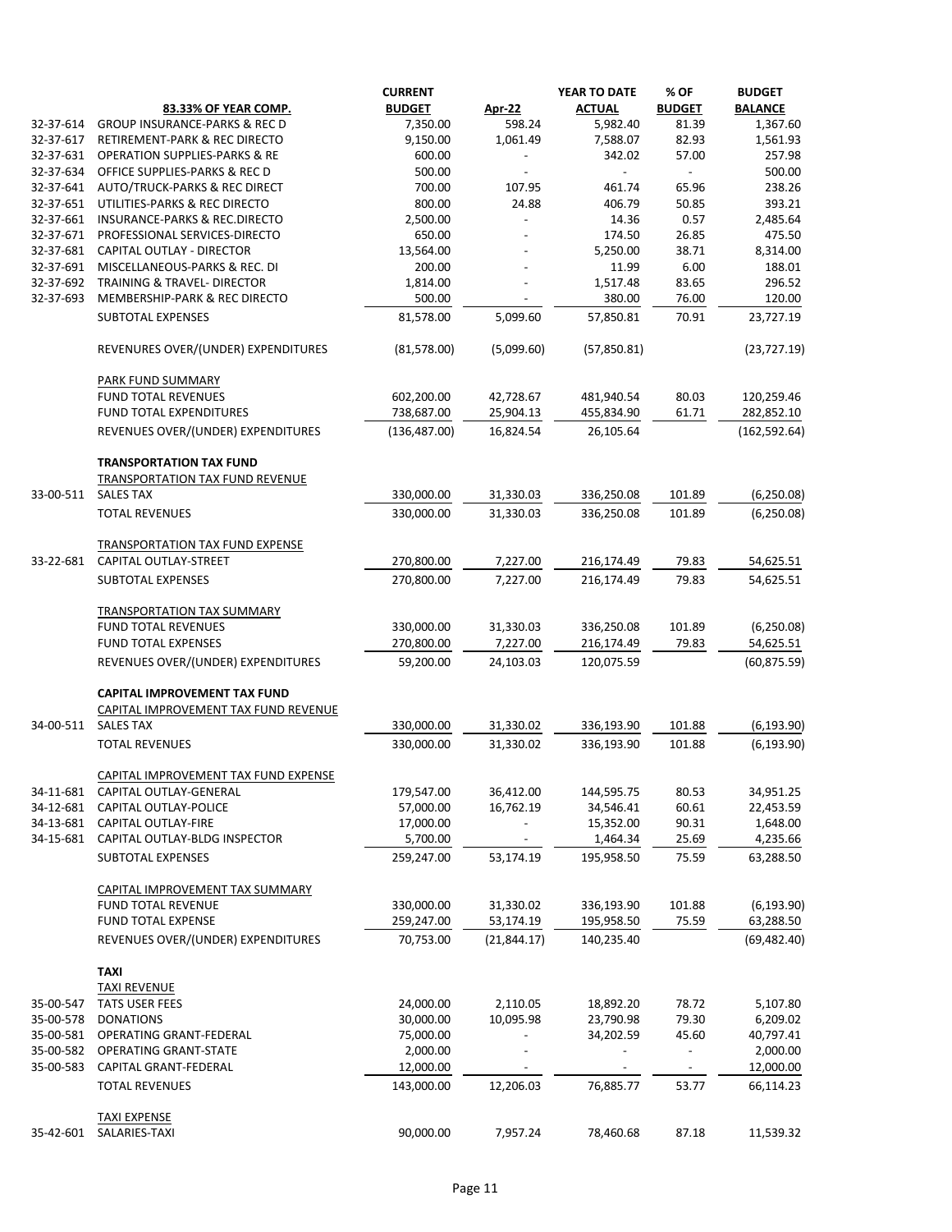| | 83.33% OF YEAR COMP. | CURRENT BUDGET | Apr-22 | YEAR TO DATE ACTUAL | % OF BUDGET | BUDGET BALANCE |
|---|---|---|---|---|---|---|
| 32-37-614 | GROUP INSURANCE-PARKS & REC D | 7,350.00 | 598.24 | 5,982.40 | 81.39 | 1,367.60 |
| 32-37-617 | RETIREMENT-PARK & REC DIRECTO | 9,150.00 | 1,061.49 | 7,588.07 | 82.93 | 1,561.93 |
| 32-37-631 | OPERATION SUPPLIES-PARKS & RE | 600.00 | - | 342.02 | 57.00 | 257.98 |
| 32-37-634 | OFFICE SUPPLIES-PARKS & REC D | 500.00 | - | - | - | 500.00 |
| 32-37-641 | AUTO/TRUCK-PARKS & REC DIRECT | 700.00 | 107.95 | 461.74 | 65.96 | 238.26 |
| 32-37-651 | UTILITIES-PARKS & REC DIRECTO | 800.00 | 24.88 | 406.79 | 50.85 | 393.21 |
| 32-37-661 | INSURANCE-PARKS & REC.DIRECTO | 2,500.00 | - | 14.36 | 0.57 | 2,485.64 |
| 32-37-671 | PROFESSIONAL SERVICES-DIRECTO | 650.00 | - | 174.50 | 26.85 | 475.50 |
| 32-37-681 | CAPITAL OUTLAY - DIRECTOR | 13,564.00 | - | 5,250.00 | 38.71 | 8,314.00 |
| 32-37-691 | MISCELLANEOUS-PARKS & REC. DI | 200.00 | - | 11.99 | 6.00 | 188.01 |
| 32-37-692 | TRAINING & TRAVEL- DIRECTOR | 1,814.00 | - | 1,517.48 | 83.65 | 296.52 |
| 32-37-693 | MEMBERSHIP-PARK & REC DIRECTO | 500.00 | - | 380.00 | 76.00 | 120.00 |
| | SUBTOTAL EXPENSES | 81,578.00 | 5,099.60 | 57,850.81 | 70.91 | 23,727.19 |
| | REVENUES OVER/(UNDER) EXPENDITURES | (81,578.00) | (5,099.60) | (57,850.81) | | (23,727.19) |
| | PARK FUND SUMMARY | | | | | |
| | FUND TOTAL REVENUES | 602,200.00 | 42,728.67 | 481,940.54 | 80.03 | 120,259.46 |
| | FUND TOTAL EXPENDITURES | 738,687.00 | 25,904.13 | 455,834.90 | 61.71 | 282,852.10 |
| | REVENUES OVER/(UNDER) EXPENDITURES | (136,487.00) | 16,824.54 | 26,105.64 | | (162,592.64) |
| | **TRANSPORTATION TAX FUND** | | | | | |
| | TRANSPORTATION TAX FUND REVENUE | | | | | |
| 33-00-511 | SALES TAX | 330,000.00 | 31,330.03 | 336,250.08 | 101.89 | (6,250.08) |
| | TOTAL REVENUES | 330,000.00 | 31,330.03 | 336,250.08 | 101.89 | (6,250.08) |
| | TRANSPORTATION TAX FUND EXPENSE | | | | | |
| 33-22-681 | CAPITAL OUTLAY-STREET | 270,800.00 | 7,227.00 | 216,174.49 | 79.83 | 54,625.51 |
| | SUBTOTAL EXPENSES | 270,800.00 | 7,227.00 | 216,174.49 | 79.83 | 54,625.51 |
| | TRANSPORTATION TAX SUMMARY | | | | | |
| | FUND TOTAL REVENUES | 330,000.00 | 31,330.03 | 336,250.08 | 101.89 | (6,250.08) |
| | FUND TOTAL EXPENSES | 270,800.00 | 7,227.00 | 216,174.49 | 79.83 | 54,625.51 |
| | REVENUES OVER/(UNDER) EXPENDITURES | 59,200.00 | 24,103.03 | 120,075.59 | | (60,875.59) |
| | **CAPITAL IMPROVEMENT TAX FUND** | | | | | |
| | CAPITAL IMPROVEMENT TAX FUND REVENUE | | | | | |
| 34-00-511 | SALES TAX | 330,000.00 | 31,330.02 | 336,193.90 | 101.88 | (6,193.90) |
| | TOTAL REVENUES | 330,000.00 | 31,330.02 | 336,193.90 | 101.88 | (6,193.90) |
| | CAPITAL IMPROVEMENT TAX FUND EXPENSE | | | | | |
| 34-11-681 | CAPITAL OUTLAY-GENERAL | 179,547.00 | 36,412.00 | 144,595.75 | 80.53 | 34,951.25 |
| 34-12-681 | CAPITAL OUTLAY-POLICE | 57,000.00 | 16,762.19 | 34,546.41 | 60.61 | 22,453.59 |
| 34-13-681 | CAPITAL OUTLAY-FIRE | 17,000.00 | - | 15,352.00 | 90.31 | 1,648.00 |
| 34-15-681 | CAPITAL OUTLAY-BLDG INSPECTOR | 5,700.00 | - | 1,464.34 | 25.69 | 4,235.66 |
| | SUBTOTAL EXPENSES | 259,247.00 | 53,174.19 | 195,958.50 | 75.59 | 63,288.50 |
| | CAPITAL IMPROVEMENT TAX SUMMARY | | | | | |
| | FUND TOTAL REVENUE | 330,000.00 | 31,330.02 | 336,193.90 | 101.88 | (6,193.90) |
| | FUND TOTAL EXPENSE | 259,247.00 | 53,174.19 | 195,958.50 | 75.59 | 63,288.50 |
| | REVENUES OVER/(UNDER) EXPENDITURES | 70,753.00 | (21,844.17) | 140,235.40 | | (69,482.40) |
| | **TAXI** | | | | | |
| | TAXI REVENUE | | | | | |
| 35-00-547 | TATS USER FEES | 24,000.00 | 2,110.05 | 18,892.20 | 78.72 | 5,107.80 |
| 35-00-578 | DONATIONS | 30,000.00 | 10,095.98 | 23,790.98 | 79.30 | 6,209.02 |
| 35-00-581 | OPERATING GRANT-FEDERAL | 75,000.00 | - | 34,202.59 | 45.60 | 40,797.41 |
| 35-00-582 | OPERATING GRANT-STATE | 2,000.00 | - | - | - | 2,000.00 |
| 35-00-583 | CAPITAL GRANT-FEDERAL | 12,000.00 | - | - | - | 12,000.00 |
| | TOTAL REVENUES | 143,000.00 | 12,206.03 | 76,885.77 | 53.77 | 66,114.23 |
| | TAXI EXPENSE | | | | | |
| 35-42-601 | SALARIES-TAXI | 90,000.00 | 7,957.24 | 78,460.68 | 87.18 | 11,539.32 |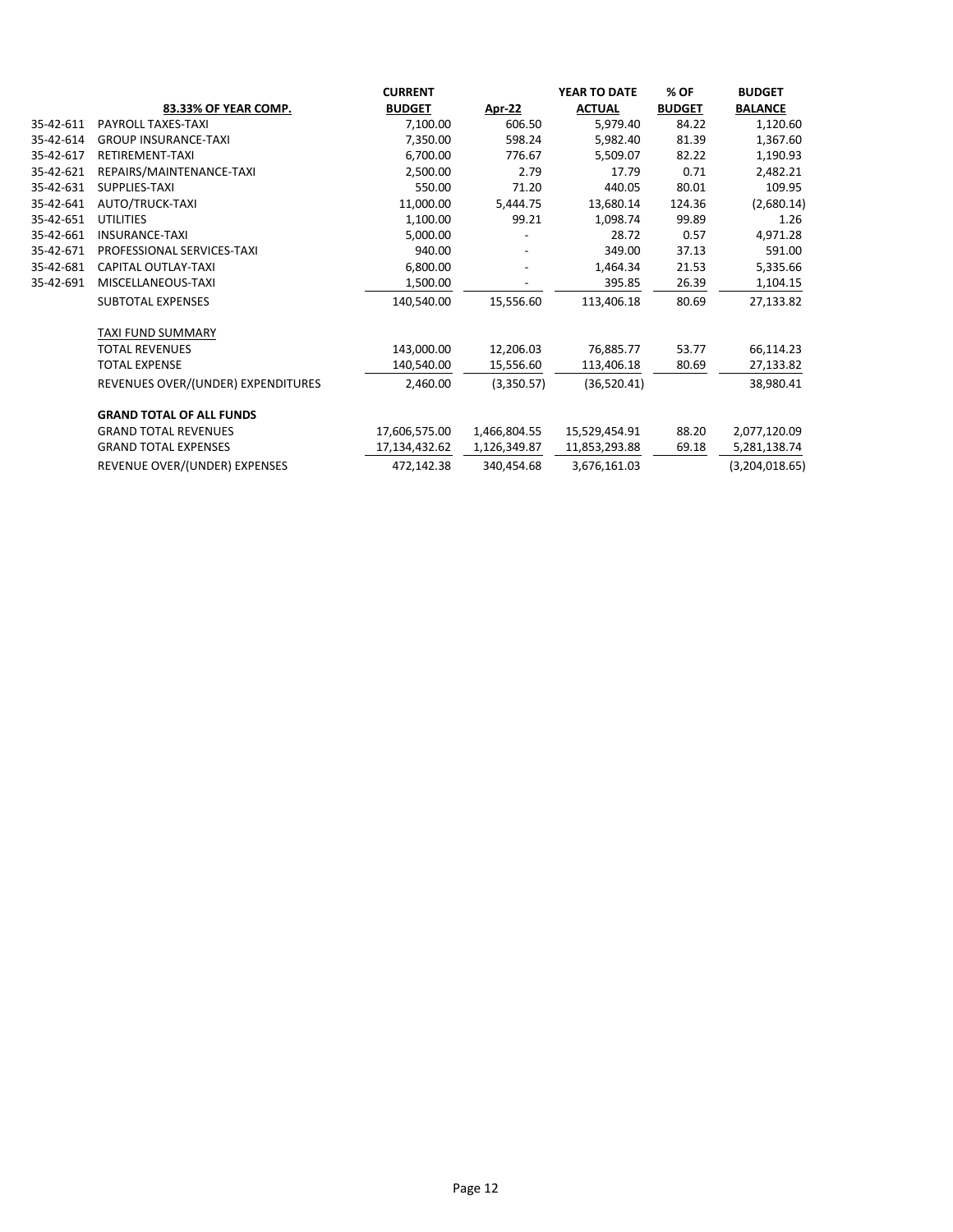| | 83.33% OF YEAR COMP. | CURRENT BUDGET | Apr-22 | YEAR TO DATE ACTUAL | % OF BUDGET | BUDGET BALANCE |
|---|---|---|---|---|---|---|
| 35-42-611 | PAYROLL TAXES-TAXI | 7,100.00 | 606.50 | 5,979.40 | 84.22 | 1,120.60 |
| 35-42-614 | GROUP INSURANCE-TAXI | 7,350.00 | 598.24 | 5,982.40 | 81.39 | 1,367.60 |
| 35-42-617 | RETIREMENT-TAXI | 6,700.00 | 776.67 | 5,509.07 | 82.22 | 1,190.93 |
| 35-42-621 | REPAIRS/MAINTENANCE-TAXI | 2,500.00 | 2.79 | 17.79 | 0.71 | 2,482.21 |
| 35-42-631 | SUPPLIES-TAXI | 550.00 | 71.20 | 440.05 | 80.01 | 109.95 |
| 35-42-641 | AUTO/TRUCK-TAXI | 11,000.00 | 5,444.75 | 13,680.14 | 124.36 | (2,680.14) |
| 35-42-651 | UTILITIES | 1,100.00 | 99.21 | 1,098.74 | 99.89 | 1.26 |
| 35-42-661 | INSURANCE-TAXI | 5,000.00 | - | 28.72 | 0.57 | 4,971.28 |
| 35-42-671 | PROFESSIONAL SERVICES-TAXI | 940.00 | - | 349.00 | 37.13 | 591.00 |
| 35-42-681 | CAPITAL OUTLAY-TAXI | 6,800.00 | - | 1,464.34 | 21.53 | 5,335.66 |
| 35-42-691 | MISCELLANEOUS-TAXI | 1,500.00 | - | 395.85 | 26.39 | 1,104.15 |
| | SUBTOTAL EXPENSES | 140,540.00 | 15,556.60 | 113,406.18 | 80.69 | 27,133.82 |
| | TAXI FUND SUMMARY | | | | | |
| | TOTAL REVENUES | 143,000.00 | 12,206.03 | 76,885.77 | 53.77 | 66,114.23 |
| | TOTAL EXPENSE | 140,540.00 | 15,556.60 | 113,406.18 | 80.69 | 27,133.82 |
| | REVENUES OVER/(UNDER) EXPENDITURES | 2,460.00 | (3,350.57) | (36,520.41) | | 38,980.41 |
| | **GRAND TOTAL OF ALL FUNDS** | | | | | |
| | GRAND TOTAL REVENUES | 17,606,575.00 | 1,466,804.55 | 15,529,454.91 | 88.20 | 2,077,120.09 |
| | GRAND TOTAL EXPENSES | 17,134,432.62 | 1,126,349.87 | 11,853,293.88 | 69.18 | 5,281,138.74 |
| | REVENUE OVER/(UNDER) EXPENSES | 472,142.38 | 340,454.68 | 3,676,161.03 | | (3,204,018.65) |